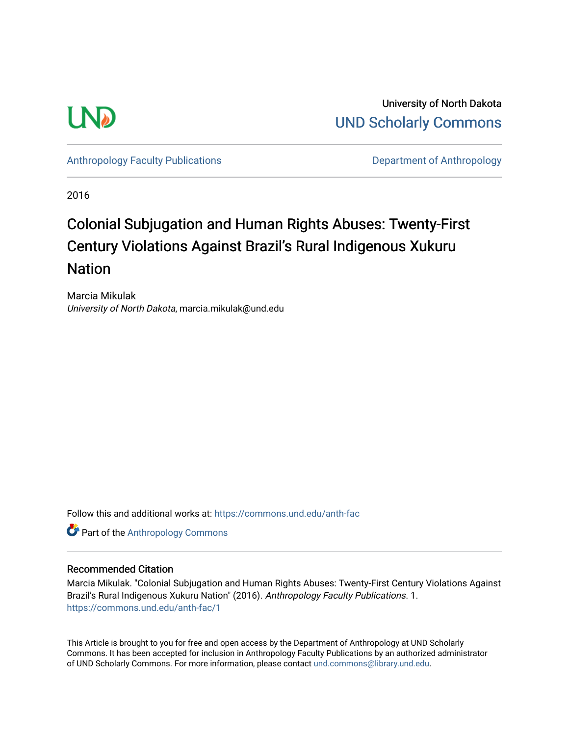University of North Dakota
UND Scholarly Commons

Anthropology Faculty Publications | Department of Anthropology

2016

# Colonial Subjugation and Human Rights Abuses: Twenty-First Century Violations Against Brazil's Rural Indigenous Xukuru Nation

Marcia Mikulak
*University of North Dakota*, marcia.mikulak@und.edu

Follow this and additional works at: https://commons.und.edu/anth-fac

Part of the Anthropology Commons

### Recommended Citation

Marcia Mikulak. "Colonial Subjugation and Human Rights Abuses: Twenty-First Century Violations Against Brazil's Rural Indigenous Xukuru Nation" (2016). *Anthropology Faculty Publications*. 1.
https://commons.und.edu/anth-fac/1

This Article is brought to you for free and open access by the Department of Anthropology at UND Scholarly Commons. It has been accepted for inclusion in Anthropology Faculty Publications by an authorized administrator of UND Scholarly Commons. For more information, please contact und.commons@library.und.edu.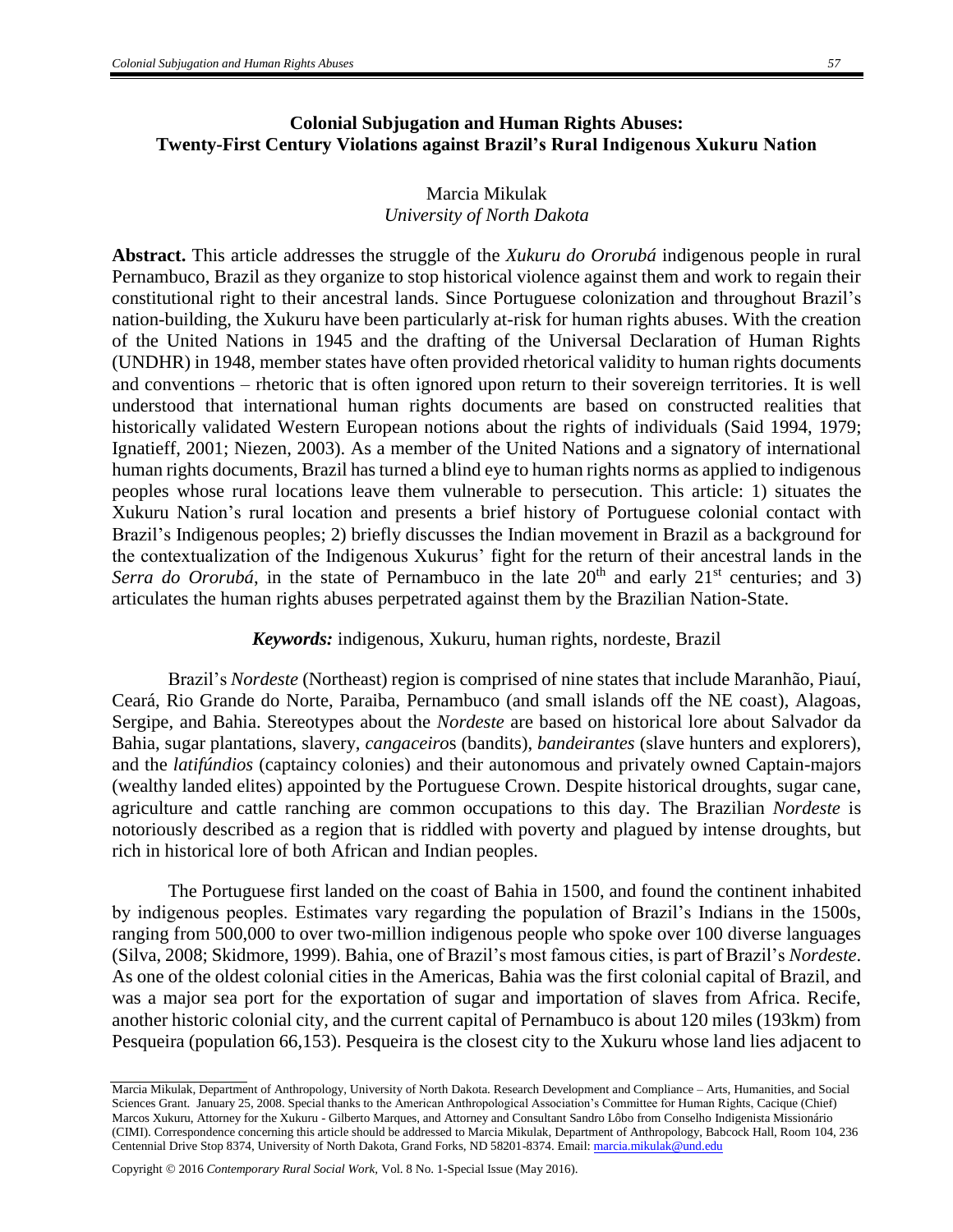# Colonial Subjugation and Human Rights Abuses: Twenty-First Century Violations against Brazil's Rural Indigenous Xukuru Nation

Marcia Mikulak
*University of North Dakota*

**Abstract.** This article addresses the struggle of the *Xukuru do Ororubá* indigenous people in rural Pernambuco, Brazil as they organize to stop historical violence against them and work to regain their constitutional right to their ancestral lands. Since Portuguese colonization and throughout Brazil's nation-building, the Xukuru have been particularly at-risk for human rights abuses. With the creation of the United Nations in 1945 and the drafting of the Universal Declaration of Human Rights (UNDHR) in 1948, member states have often provided rhetorical validity to human rights documents and conventions – rhetoric that is often ignored upon return to their sovereign territories. It is well understood that international human rights documents are based on constructed realities that historically validated Western European notions about the rights of individuals (Said 1994, 1979; Ignatieff, 2001; Niezen, 2003). As a member of the United Nations and a signatory of international human rights documents, Brazil has turned a blind eye to human rights norms as applied to indigenous peoples whose rural locations leave them vulnerable to persecution. This article: 1) situates the Xukuru Nation's rural location and presents a brief history of Portuguese colonial contact with Brazil's Indigenous peoples; 2) briefly discusses the Indian movement in Brazil as a background for the contextualization of the Indigenous Xukurus' fight for the return of their ancestral lands in the *Serra do Ororubá*, in the state of Pernambuco in the late 20th and early 21st centuries; and 3) articulates the human rights abuses perpetrated against them by the Brazilian Nation-State.

***Keywords:*** indigenous, Xukuru, human rights, nordeste, Brazil

Brazil's *Nordeste* (Northeast) region is comprised of nine states that include Maranhão, Piauí, Ceará, Rio Grande do Norte, Paraiba, Pernambuco (and small islands off the NE coast), Alagoas, Sergipe, and Bahia. Stereotypes about the *Nordeste* are based on historical lore about Salvador da Bahia, sugar plantations, slavery, *cangaceiro*s (bandits), *bandeirantes* (slave hunters and explorers), and the *latifúndios* (captaincy colonies) and their autonomous and privately owned Captain-majors (wealthy landed elites) appointed by the Portuguese Crown. Despite historical droughts, sugar cane, agriculture and cattle ranching are common occupations to this day. The Brazilian *Nordeste* is notoriously described as a region that is riddled with poverty and plagued by intense droughts, but rich in historical lore of both African and Indian peoples.

The Portuguese first landed on the coast of Bahia in 1500, and found the continent inhabited by indigenous peoples. Estimates vary regarding the population of Brazil's Indians in the 1500s, ranging from 500,000 to over two-million indigenous people who spoke over 100 diverse languages (Silva, 2008; Skidmore, 1999). Bahia, one of Brazil's most famous cities, is part of Brazil's *Nordeste*. As one of the oldest colonial cities in the Americas, Bahia was the first colonial capital of Brazil, and was a major sea port for the exportation of sugar and importation of slaves from Africa. Recife, another historic colonial city, and the current capital of Pernambuco is about 120 miles (193km) from Pesqueira (population 66,153). Pesqueira is the closest city to the Xukuru whose land lies adjacent to

---

Marcia Mikulak, Department of Anthropology, University of North Dakota. Research Development and Compliance – Arts, Humanities, and Social Sciences Grant. January 25, 2008. Special thanks to the American Anthropological Association's Committee for Human Rights, Cacique (Chief) Marcos Xukuru, Attorney for the Xukuru - Gilberto Marques, and Attorney and Consultant Sandro Lôbo from Conselho Indigenista Missionário (CIMI). Correspondence concerning this article should be addressed to Marcia Mikulak, Department of Anthropology, Babcock Hall, Room 104, 236 Centennial Drive Stop 8374, University of North Dakota, Grand Forks, ND 58201-8374. Email: marcia.mikulak@und.edu

Copyright © 2016 *Contemporary Rural Social Work*, Vol. 8 No. 1-Special Issue (May 2016).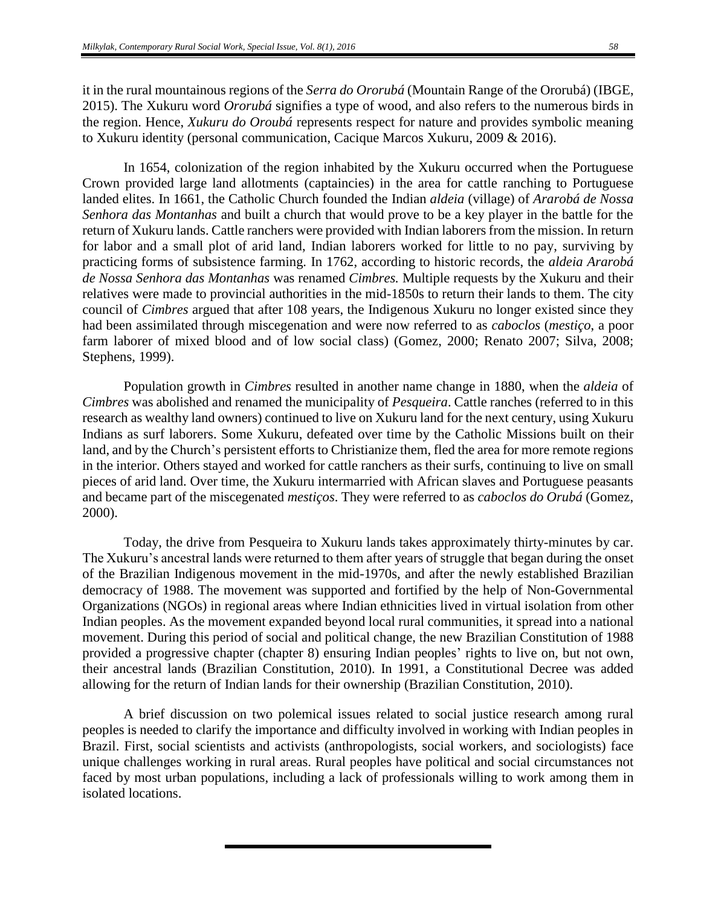it in the rural mountainous regions of the *Serra do Ororubá* (Mountain Range of the Ororubá) (IBGE, 2015). The Xukuru word *Ororubá* signifies a type of wood, and also refers to the numerous birds in the region. Hence, *Xukuru do Oroubá* represents respect for nature and provides symbolic meaning to Xukuru identity (personal communication, Cacique Marcos Xukuru, 2009 & 2016).

In 1654, colonization of the region inhabited by the Xukuru occurred when the Portuguese Crown provided large land allotments (captaincies) in the area for cattle ranching to Portuguese landed elites. In 1661, the Catholic Church founded the Indian *aldeia* (village) of *Ararobá de Nossa Senhora das Montanhas* and built a church that would prove to be a key player in the battle for the return of Xukuru lands. Cattle ranchers were provided with Indian laborers from the mission. In return for labor and a small plot of arid land, Indian laborers worked for little to no pay, surviving by practicing forms of subsistence farming. In 1762, according to historic records, the *aldeia Ararobá de Nossa Senhora das Montanhas* was renamed *Cimbres.* Multiple requests by the Xukuru and their relatives were made to provincial authorities in the mid-1850s to return their lands to them. The city council of *Cimbres* argued that after 108 years, the Indigenous Xukuru no longer existed since they had been assimilated through miscegenation and were now referred to as *caboclos* (*mestiço*, a poor farm laborer of mixed blood and of low social class) (Gomez, 2000; Renato 2007; Silva, 2008; Stephens, 1999).

Population growth in *Cimbres* resulted in another name change in 1880, when the *aldeia* of *Cimbres* was abolished and renamed the municipality of *Pesqueira*. Cattle ranches (referred to in this research as wealthy land owners) continued to live on Xukuru land for the next century, using Xukuru Indians as surf laborers. Some Xukuru, defeated over time by the Catholic Missions built on their land, and by the Church's persistent efforts to Christianize them, fled the area for more remote regions in the interior. Others stayed and worked for cattle ranchers as their surfs, continuing to live on small pieces of arid land. Over time, the Xukuru intermarried with African slaves and Portuguese peasants and became part of the miscegenated *mestiços*. They were referred to as *caboclos do Orubá* (Gomez, 2000).

Today, the drive from Pesqueira to Xukuru lands takes approximately thirty-minutes by car. The Xukuru's ancestral lands were returned to them after years of struggle that began during the onset of the Brazilian Indigenous movement in the mid-1970s, and after the newly established Brazilian democracy of 1988. The movement was supported and fortified by the help of Non-Governmental Organizations (NGOs) in regional areas where Indian ethnicities lived in virtual isolation from other Indian peoples. As the movement expanded beyond local rural communities, it spread into a national movement. During this period of social and political change, the new Brazilian Constitution of 1988 provided a progressive chapter (chapter 8) ensuring Indian peoples' rights to live on, but not own, their ancestral lands (Brazilian Constitution, 2010). In 1991, a Constitutional Decree was added allowing for the return of Indian lands for their ownership (Brazilian Constitution, 2010).

A brief discussion on two polemical issues related to social justice research among rural peoples is needed to clarify the importance and difficulty involved in working with Indian peoples in Brazil. First, social scientists and activists (anthropologists, social workers, and sociologists) face unique challenges working in rural areas. Rural peoples have political and social circumstances not faced by most urban populations, including a lack of professionals willing to work among them in isolated locations.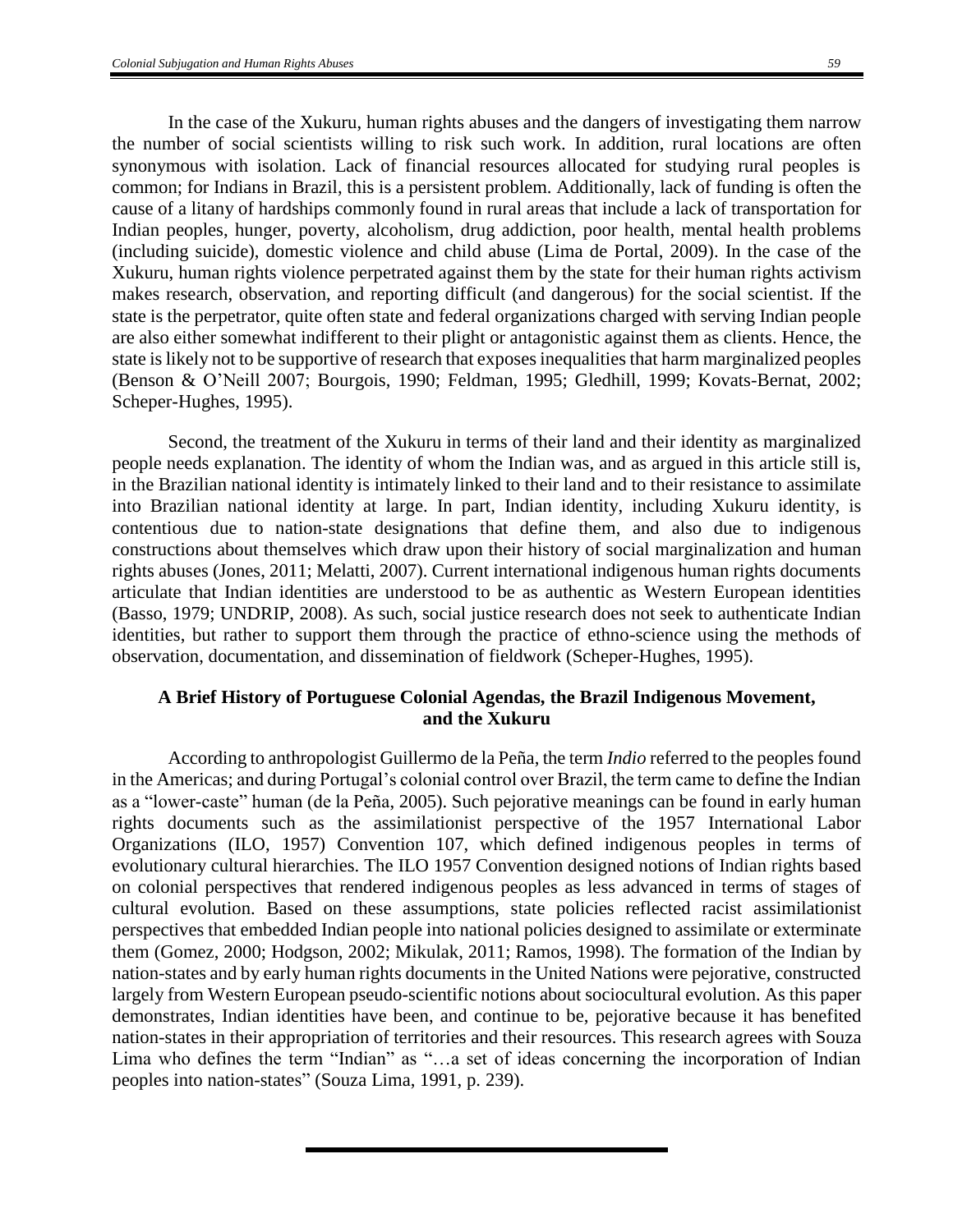In the case of the Xukuru, human rights abuses and the dangers of investigating them narrow the number of social scientists willing to risk such work. In addition, rural locations are often synonymous with isolation. Lack of financial resources allocated for studying rural peoples is common; for Indians in Brazil, this is a persistent problem. Additionally, lack of funding is often the cause of a litany of hardships commonly found in rural areas that include a lack of transportation for Indian peoples, hunger, poverty, alcoholism, drug addiction, poor health, mental health problems (including suicide), domestic violence and child abuse (Lima de Portal, 2009). In the case of the Xukuru, human rights violence perpetrated against them by the state for their human rights activism makes research, observation, and reporting difficult (and dangerous) for the social scientist. If the state is the perpetrator, quite often state and federal organizations charged with serving Indian people are also either somewhat indifferent to their plight or antagonistic against them as clients. Hence, the state is likely not to be supportive of research that exposes inequalities that harm marginalized peoples (Benson & O'Neill 2007; Bourgois, 1990; Feldman, 1995; Gledhill, 1999; Kovats-Bernat, 2002; Scheper-Hughes, 1995).

Second, the treatment of the Xukuru in terms of their land and their identity as marginalized people needs explanation. The identity of whom the Indian was, and as argued in this article still is, in the Brazilian national identity is intimately linked to their land and to their resistance to assimilate into Brazilian national identity at large. In part, Indian identity, including Xukuru identity, is contentious due to nation-state designations that define them, and also due to indigenous constructions about themselves which draw upon their history of social marginalization and human rights abuses (Jones, 2011; Melatti, 2007). Current international indigenous human rights documents articulate that Indian identities are understood to be as authentic as Western European identities (Basso, 1979; UNDRIP, 2008). As such, social justice research does not seek to authenticate Indian identities, but rather to support them through the practice of ethno-science using the methods of observation, documentation, and dissemination of fieldwork (Scheper-Hughes, 1995).

## A Brief History of Portuguese Colonial Agendas, the Brazil Indigenous Movement, and the Xukuru

According to anthropologist Guillermo de la Peña, the term *Indio* referred to the peoples found in the Americas; and during Portugal's colonial control over Brazil, the term came to define the Indian as a "lower-caste" human (de la Peña, 2005). Such pejorative meanings can be found in early human rights documents such as the assimilationist perspective of the 1957 International Labor Organizations (ILO, 1957) Convention 107, which defined indigenous peoples in terms of evolutionary cultural hierarchies. The ILO 1957 Convention designed notions of Indian rights based on colonial perspectives that rendered indigenous peoples as less advanced in terms of stages of cultural evolution. Based on these assumptions, state policies reflected racist assimilationist perspectives that embedded Indian people into national policies designed to assimilate or exterminate them (Gomez, 2000; Hodgson, 2002; Mikulak, 2011; Ramos, 1998). The formation of the Indian by nation-states and by early human rights documents in the United Nations were pejorative, constructed largely from Western European pseudo-scientific notions about sociocultural evolution. As this paper demonstrates, Indian identities have been, and continue to be, pejorative because it has benefited nation-states in their appropriation of territories and their resources. This research agrees with Souza Lima who defines the term "Indian" as "…a set of ideas concerning the incorporation of Indian peoples into nation-states" (Souza Lima, 1991, p. 239).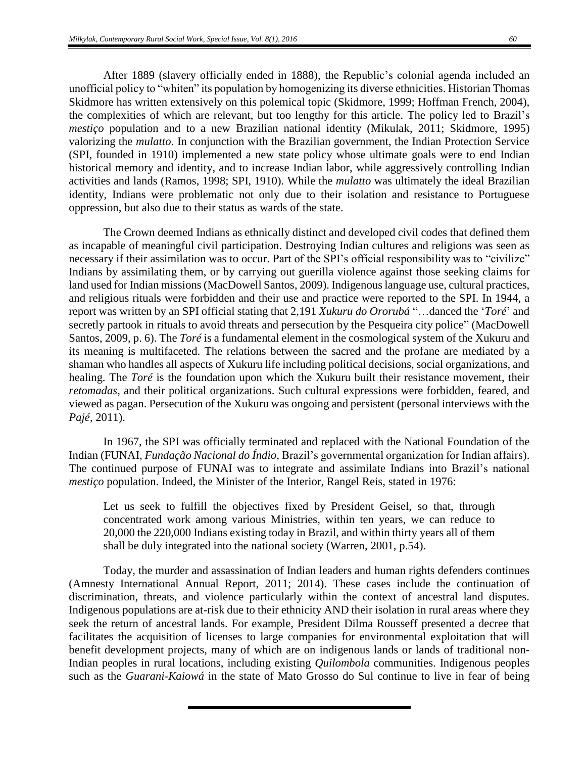After 1889 (slavery officially ended in 1888), the Republic's colonial agenda included an unofficial policy to "whiten" its population by homogenizing its diverse ethnicities. Historian Thomas Skidmore has written extensively on this polemical topic (Skidmore, 1999; Hoffman French, 2004), the complexities of which are relevant, but too lengthy for this article. The policy led to Brazil's *mestiço* population and to a new Brazilian national identity (Mikulak, 2011; Skidmore, 1995) valorizing the *mulatto*. In conjunction with the Brazilian government, the Indian Protection Service (SPI, founded in 1910) implemented a new state policy whose ultimate goals were to end Indian historical memory and identity, and to increase Indian labor, while aggressively controlling Indian activities and lands (Ramos, 1998; SPI, 1910). While the *mulatto* was ultimately the ideal Brazilian identity, Indians were problematic not only due to their isolation and resistance to Portuguese oppression, but also due to their status as wards of the state.

The Crown deemed Indians as ethnically distinct and developed civil codes that defined them as incapable of meaningful civil participation. Destroying Indian cultures and religions was seen as necessary if their assimilation was to occur. Part of the SPI's official responsibility was to "civilize" Indians by assimilating them, or by carrying out guerilla violence against those seeking claims for land used for Indian missions (MacDowell Santos, 2009). Indigenous language use, cultural practices, and religious rituals were forbidden and their use and practice were reported to the SPI. In 1944, a report was written by an SPI official stating that 2,191 *Xukuru do Ororubá* "…danced the '*Toré*' and secretly partook in rituals to avoid threats and persecution by the Pesqueira city police" (MacDowell Santos, 2009, p. 6). The *Toré* is a fundamental element in the cosmological system of the Xukuru and its meaning is multifaceted. The relations between the sacred and the profane are mediated by a shaman who handles all aspects of Xukuru life including political decisions, social organizations, and healing. The *Toré* is the foundation upon which the Xukuru built their resistance movement, their *retomadas*, and their political organizations. Such cultural expressions were forbidden, feared, and viewed as pagan. Persecution of the Xukuru was ongoing and persistent (personal interviews with the *Pajé*, 2011).

In 1967, the SPI was officially terminated and replaced with the National Foundation of the Indian (FUNAI, *Fundação Nacional do Índio*, Brazil's governmental organization for Indian affairs). The continued purpose of FUNAI was to integrate and assimilate Indians into Brazil's national *mestiço* population. Indeed, the Minister of the Interior, Rangel Reis, stated in 1976:

> Let us seek to fulfill the objectives fixed by President Geisel, so that, through concentrated work among various Ministries, within ten years, we can reduce to 20,000 the 220,000 Indians existing today in Brazil, and within thirty years all of them shall be duly integrated into the national society (Warren, 2001, p.54).

Today, the murder and assassination of Indian leaders and human rights defenders continues (Amnesty International Annual Report, 2011; 2014). These cases include the continuation of discrimination, threats, and violence particularly within the context of ancestral land disputes. Indigenous populations are at-risk due to their ethnicity AND their isolation in rural areas where they seek the return of ancestral lands. For example, President Dilma Rousseff presented a decree that facilitates the acquisition of licenses to large companies for environmental exploitation that will benefit development projects, many of which are on indigenous lands or lands of traditional non-Indian peoples in rural locations, including existing *Quilombola* communities. Indigenous peoples such as the *Guarani-Kaiowá* in the state of Mato Grosso do Sul continue to live in fear of being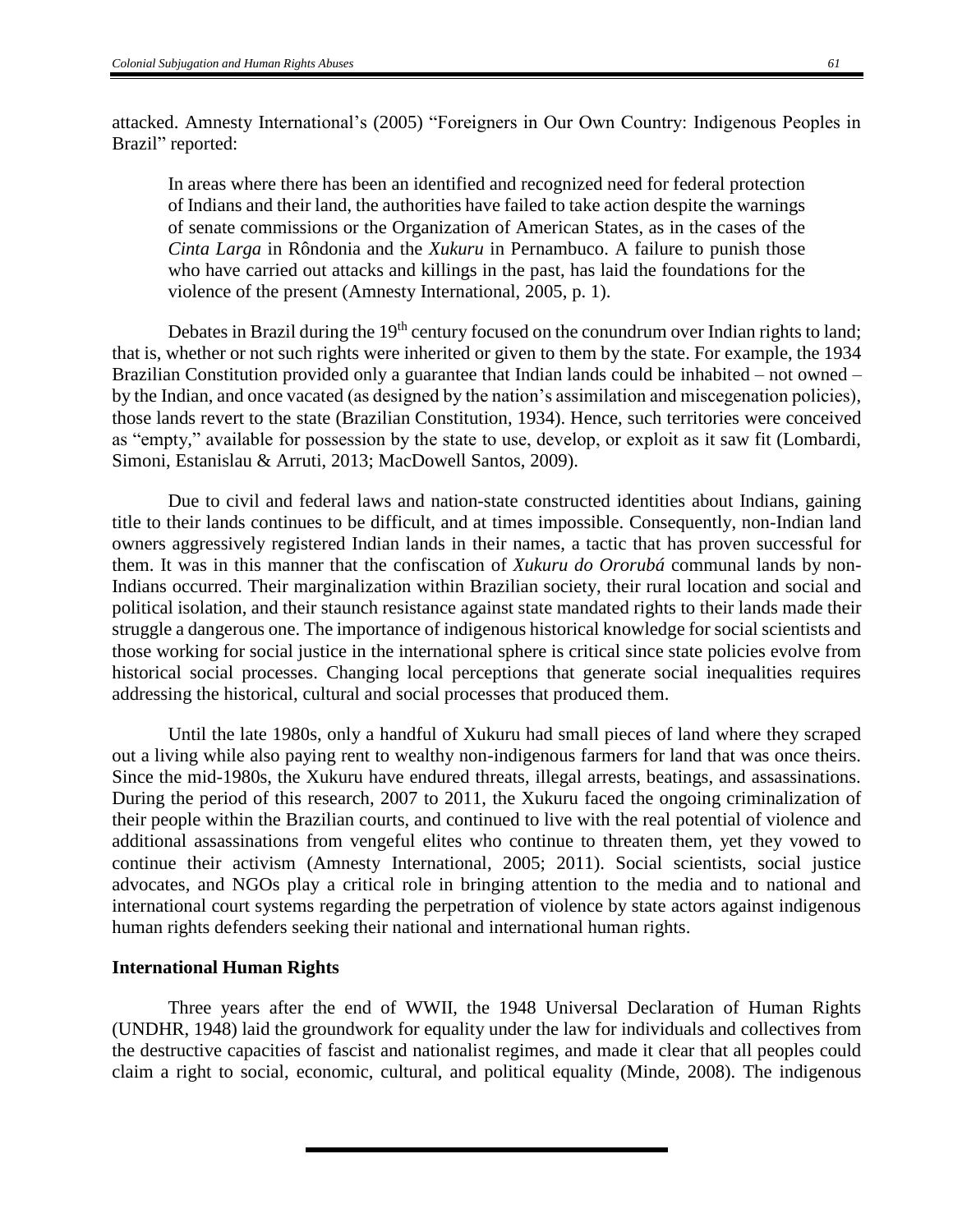attacked. Amnesty International's (2005) "Foreigners in Our Own Country: Indigenous Peoples in Brazil" reported:

> In areas where there has been an identified and recognized need for federal protection of Indians and their land, the authorities have failed to take action despite the warnings of senate commissions or the Organization of American States, as in the cases of the *Cinta Larga* in Rôndonia and the *Xukuru* in Pernambuco. A failure to punish those who have carried out attacks and killings in the past, has laid the foundations for the violence of the present (Amnesty International, 2005, p. 1).

Debates in Brazil during the 19th century focused on the conundrum over Indian rights to land; that is, whether or not such rights were inherited or given to them by the state. For example, the 1934 Brazilian Constitution provided only a guarantee that Indian lands could be inhabited – not owned – by the Indian, and once vacated (as designed by the nation's assimilation and miscegenation policies), those lands revert to the state (Brazilian Constitution, 1934). Hence, such territories were conceived as "empty," available for possession by the state to use, develop, or exploit as it saw fit (Lombardi, Simoni, Estanislau & Arruti, 2013; MacDowell Santos, 2009).

Due to civil and federal laws and nation-state constructed identities about Indians, gaining title to their lands continues to be difficult, and at times impossible. Consequently, non-Indian land owners aggressively registered Indian lands in their names, a tactic that has proven successful for them. It was in this manner that the confiscation of *Xukuru do Ororubá* communal lands by non-Indians occurred. Their marginalization within Brazilian society, their rural location and social and political isolation, and their staunch resistance against state mandated rights to their lands made their struggle a dangerous one. The importance of indigenous historical knowledge for social scientists and those working for social justice in the international sphere is critical since state policies evolve from historical social processes. Changing local perceptions that generate social inequalities requires addressing the historical, cultural and social processes that produced them.

Until the late 1980s, only a handful of Xukuru had small pieces of land where they scraped out a living while also paying rent to wealthy non-indigenous farmers for land that was once theirs. Since the mid-1980s, the Xukuru have endured threats, illegal arrests, beatings, and assassinations. During the period of this research, 2007 to 2011, the Xukuru faced the ongoing criminalization of their people within the Brazilian courts, and continued to live with the real potential of violence and additional assassinations from vengeful elites who continue to threaten them, yet they vowed to continue their activism (Amnesty International, 2005; 2011). Social scientists, social justice advocates, and NGOs play a critical role in bringing attention to the media and to national and international court systems regarding the perpetration of violence by state actors against indigenous human rights defenders seeking their national and international human rights.

**International Human Rights**

Three years after the end of WWII, the 1948 Universal Declaration of Human Rights (UNDHR, 1948) laid the groundwork for equality under the law for individuals and collectives from the destructive capacities of fascist and nationalist regimes, and made it clear that all peoples could claim a right to social, economic, cultural, and political equality (Minde, 2008). The indigenous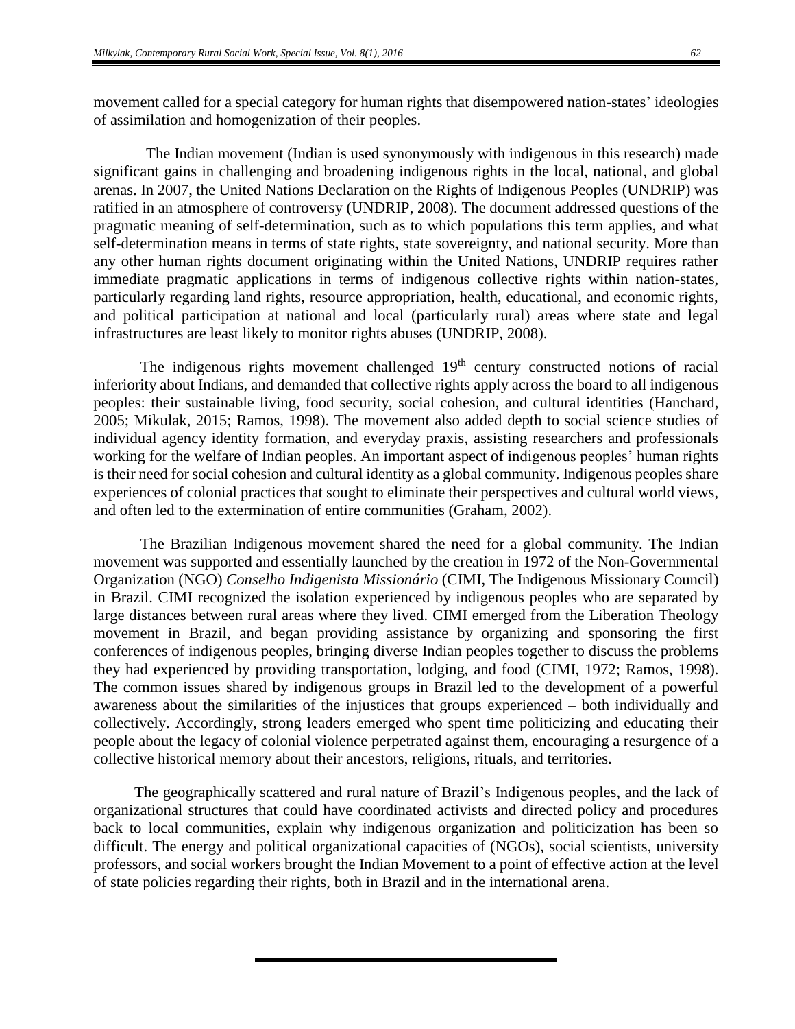movement called for a special category for human rights that disempowered nation-states' ideologies of assimilation and homogenization of their peoples.

The Indian movement (Indian is used synonymously with indigenous in this research) made significant gains in challenging and broadening indigenous rights in the local, national, and global arenas. In 2007, the United Nations Declaration on the Rights of Indigenous Peoples (UNDRIP) was ratified in an atmosphere of controversy (UNDRIP, 2008). The document addressed questions of the pragmatic meaning of self-determination, such as to which populations this term applies, and what self-determination means in terms of state rights, state sovereignty, and national security. More than any other human rights document originating within the United Nations, UNDRIP requires rather immediate pragmatic applications in terms of indigenous collective rights within nation-states, particularly regarding land rights, resource appropriation, health, educational, and economic rights, and political participation at national and local (particularly rural) areas where state and legal infrastructures are least likely to monitor rights abuses (UNDRIP, 2008).

The indigenous rights movement challenged 19th century constructed notions of racial inferiority about Indians, and demanded that collective rights apply across the board to all indigenous peoples: their sustainable living, food security, social cohesion, and cultural identities (Hanchard, 2005; Mikulak, 2015; Ramos, 1998). The movement also added depth to social science studies of individual agency identity formation, and everyday praxis, assisting researchers and professionals working for the welfare of Indian peoples. An important aspect of indigenous peoples' human rights is their need for social cohesion and cultural identity as a global community. Indigenous peoples share experiences of colonial practices that sought to eliminate their perspectives and cultural world views, and often led to the extermination of entire communities (Graham, 2002).

The Brazilian Indigenous movement shared the need for a global community. The Indian movement was supported and essentially launched by the creation in 1972 of the Non-Governmental Organization (NGO) *Conselho Indigenista Missionário* (CIMI, The Indigenous Missionary Council) in Brazil. CIMI recognized the isolation experienced by indigenous peoples who are separated by large distances between rural areas where they lived. CIMI emerged from the Liberation Theology movement in Brazil, and began providing assistance by organizing and sponsoring the first conferences of indigenous peoples, bringing diverse Indian peoples together to discuss the problems they had experienced by providing transportation, lodging, and food (CIMI, 1972; Ramos, 1998). The common issues shared by indigenous groups in Brazil led to the development of a powerful awareness about the similarities of the injustices that groups experienced – both individually and collectively. Accordingly, strong leaders emerged who spent time politicizing and educating their people about the legacy of colonial violence perpetrated against them, encouraging a resurgence of a collective historical memory about their ancestors, religions, rituals, and territories.

The geographically scattered and rural nature of Brazil's Indigenous peoples, and the lack of organizational structures that could have coordinated activists and directed policy and procedures back to local communities, explain why indigenous organization and politicization has been so difficult. The energy and political organizational capacities of (NGOs), social scientists, university professors, and social workers brought the Indian Movement to a point of effective action at the level of state policies regarding their rights, both in Brazil and in the international arena.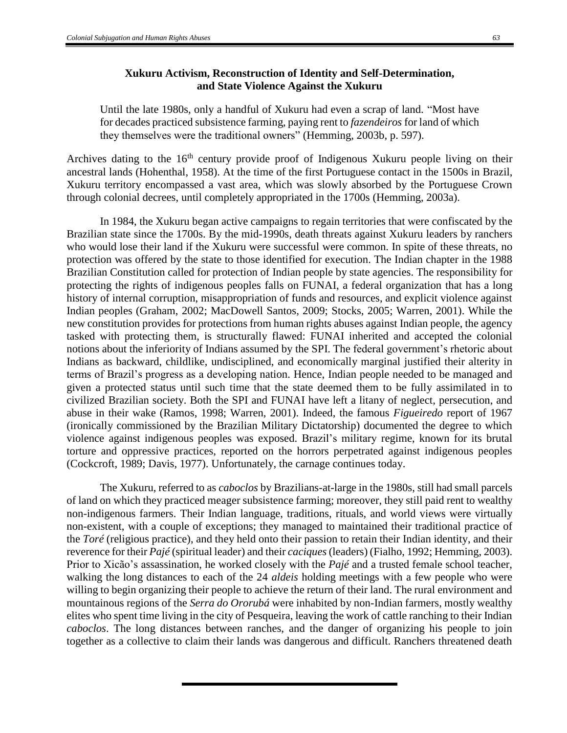## Xukuru Activism, Reconstruction of Identity and Self-Determination, and State Violence Against the Xukuru

> Until the late 1980s, only a handful of Xukuru had even a scrap of land. "Most have for decades practiced subsistence farming, paying rent to *fazendeiros* for land of which they themselves were the traditional owners" (Hemming, 2003b, p. 597).

Archives dating to the 16th century provide proof of Indigenous Xukuru people living on their ancestral lands (Hohenthal, 1958). At the time of the first Portuguese contact in the 1500s in Brazil, Xukuru territory encompassed a vast area, which was slowly absorbed by the Portuguese Crown through colonial decrees, until completely appropriated in the 1700s (Hemming, 2003a).

In 1984, the Xukuru began active campaigns to regain territories that were confiscated by the Brazilian state since the 1700s. By the mid-1990s, death threats against Xukuru leaders by ranchers who would lose their land if the Xukuru were successful were common. In spite of these threats, no protection was offered by the state to those identified for execution. The Indian chapter in the 1988 Brazilian Constitution called for protection of Indian people by state agencies. The responsibility for protecting the rights of indigenous peoples falls on FUNAI, a federal organization that has a long history of internal corruption, misappropriation of funds and resources, and explicit violence against Indian peoples (Graham, 2002; MacDowell Santos, 2009; Stocks, 2005; Warren, 2001). While the new constitution provides for protections from human rights abuses against Indian people, the agency tasked with protecting them, is structurally flawed: FUNAI inherited and accepted the colonial notions about the inferiority of Indians assumed by the SPI. The federal government's rhetoric about Indians as backward, childlike, undisciplined, and economically marginal justified their alterity in terms of Brazil's progress as a developing nation. Hence, Indian people needed to be managed and given a protected status until such time that the state deemed them to be fully assimilated in to civilized Brazilian society. Both the SPI and FUNAI have left a litany of neglect, persecution, and abuse in their wake (Ramos, 1998; Warren, 2001). Indeed, the famous *Figueiredo* report of 1967 (ironically commissioned by the Brazilian Military Dictatorship) documented the degree to which violence against indigenous peoples was exposed. Brazil's military regime, known for its brutal torture and oppressive practices, reported on the horrors perpetrated against indigenous peoples (Cockcroft, 1989; Davis, 1977). Unfortunately, the carnage continues today.

The Xukuru, referred to as *caboclos* by Brazilians-at-large in the 1980s, still had small parcels of land on which they practiced meager subsistence farming; moreover, they still paid rent to wealthy non-indigenous farmers. Their Indian language, traditions, rituals, and world views were virtually non-existent, with a couple of exceptions; they managed to maintained their traditional practice of the *Toré* (religious practice), and they held onto their passion to retain their Indian identity, and their reverence for their *Pajé* (spiritual leader) and their *caciques* (leaders) (Fialho, 1992; Hemming, 2003). Prior to Xicão's assassination, he worked closely with the *Pajé* and a trusted female school teacher, walking the long distances to each of the 24 *aldeis* holding meetings with a few people who were willing to begin organizing their people to achieve the return of their land. The rural environment and mountainous regions of the *Serra do Ororubá* were inhabited by non-Indian farmers, mostly wealthy elites who spent time living in the city of Pesqueira, leaving the work of cattle ranching to their Indian *caboclos*. The long distances between ranches, and the danger of organizing his people to join together as a collective to claim their lands was dangerous and difficult. Ranchers threatened death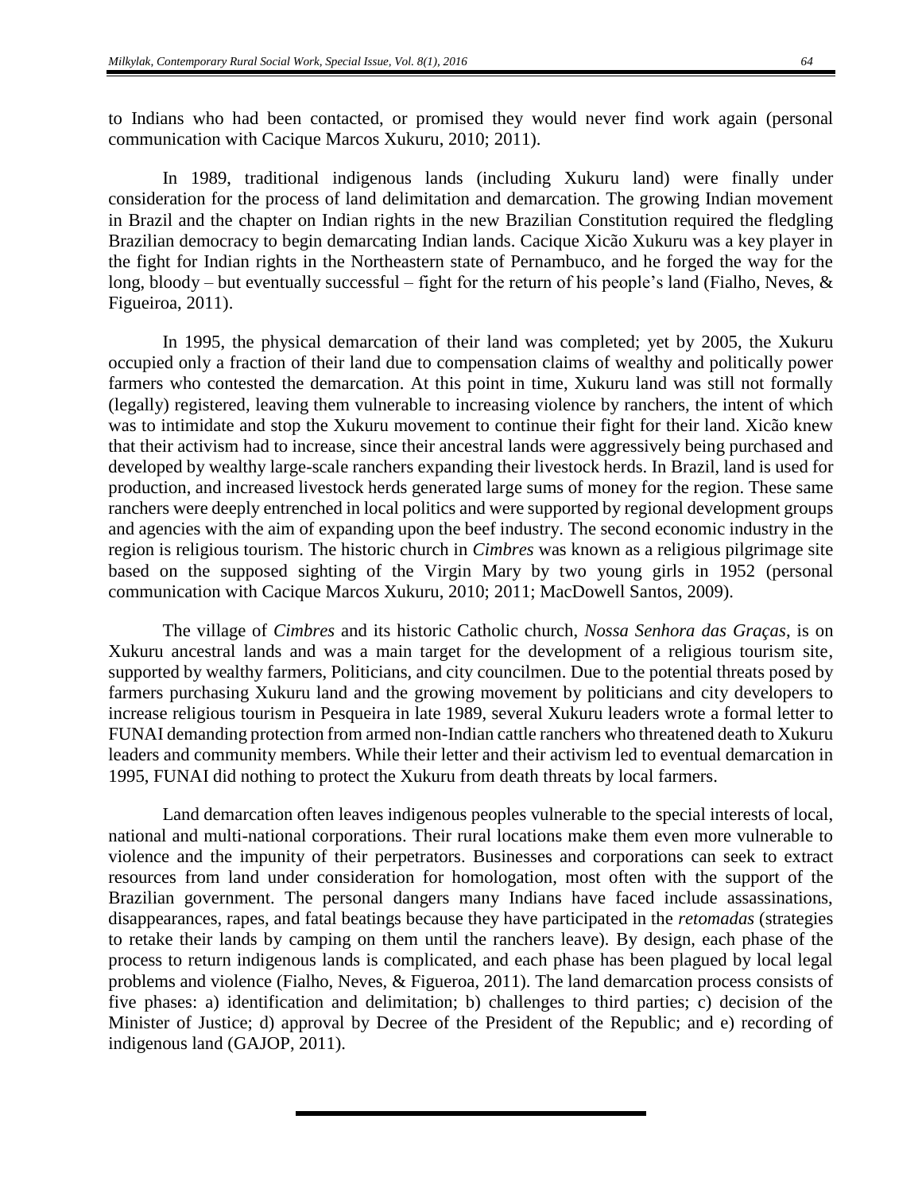to Indians who had been contacted, or promised they would never find work again (personal communication with Cacique Marcos Xukuru, 2010; 2011).

In 1989, traditional indigenous lands (including Xukuru land) were finally under consideration for the process of land delimitation and demarcation. The growing Indian movement in Brazil and the chapter on Indian rights in the new Brazilian Constitution required the fledgling Brazilian democracy to begin demarcating Indian lands. Cacique Xicão Xukuru was a key player in the fight for Indian rights in the Northeastern state of Pernambuco, and he forged the way for the long, bloody – but eventually successful – fight for the return of his people's land (Fialho, Neves, & Figueiroa, 2011).

In 1995, the physical demarcation of their land was completed; yet by 2005, the Xukuru occupied only a fraction of their land due to compensation claims of wealthy and politically power farmers who contested the demarcation. At this point in time, Xukuru land was still not formally (legally) registered, leaving them vulnerable to increasing violence by ranchers, the intent of which was to intimidate and stop the Xukuru movement to continue their fight for their land. Xicão knew that their activism had to increase, since their ancestral lands were aggressively being purchased and developed by wealthy large-scale ranchers expanding their livestock herds. In Brazil, land is used for production, and increased livestock herds generated large sums of money for the region. These same ranchers were deeply entrenched in local politics and were supported by regional development groups and agencies with the aim of expanding upon the beef industry. The second economic industry in the region is religious tourism. The historic church in *Cimbres* was known as a religious pilgrimage site based on the supposed sighting of the Virgin Mary by two young girls in 1952 (personal communication with Cacique Marcos Xukuru, 2010; 2011; MacDowell Santos, 2009).

The village of *Cimbres* and its historic Catholic church, *Nossa Senhora das Graças*, is on Xukuru ancestral lands and was a main target for the development of a religious tourism site, supported by wealthy farmers, Politicians, and city councilmen. Due to the potential threats posed by farmers purchasing Xukuru land and the growing movement by politicians and city developers to increase religious tourism in Pesqueira in late 1989, several Xukuru leaders wrote a formal letter to FUNAI demanding protection from armed non-Indian cattle ranchers who threatened death to Xukuru leaders and community members. While their letter and their activism led to eventual demarcation in 1995, FUNAI did nothing to protect the Xukuru from death threats by local farmers.

Land demarcation often leaves indigenous peoples vulnerable to the special interests of local, national and multi-national corporations. Their rural locations make them even more vulnerable to violence and the impunity of their perpetrators. Businesses and corporations can seek to extract resources from land under consideration for homologation, most often with the support of the Brazilian government. The personal dangers many Indians have faced include assassinations, disappearances, rapes, and fatal beatings because they have participated in the *retomadas* (strategies to retake their lands by camping on them until the ranchers leave). By design, each phase of the process to return indigenous lands is complicated, and each phase has been plagued by local legal problems and violence (Fialho, Neves, & Figueroa, 2011). The land demarcation process consists of five phases: a) identification and delimitation; b) challenges to third parties; c) decision of the Minister of Justice; d) approval by Decree of the President of the Republic; and e) recording of indigenous land (GAJOP, 2011).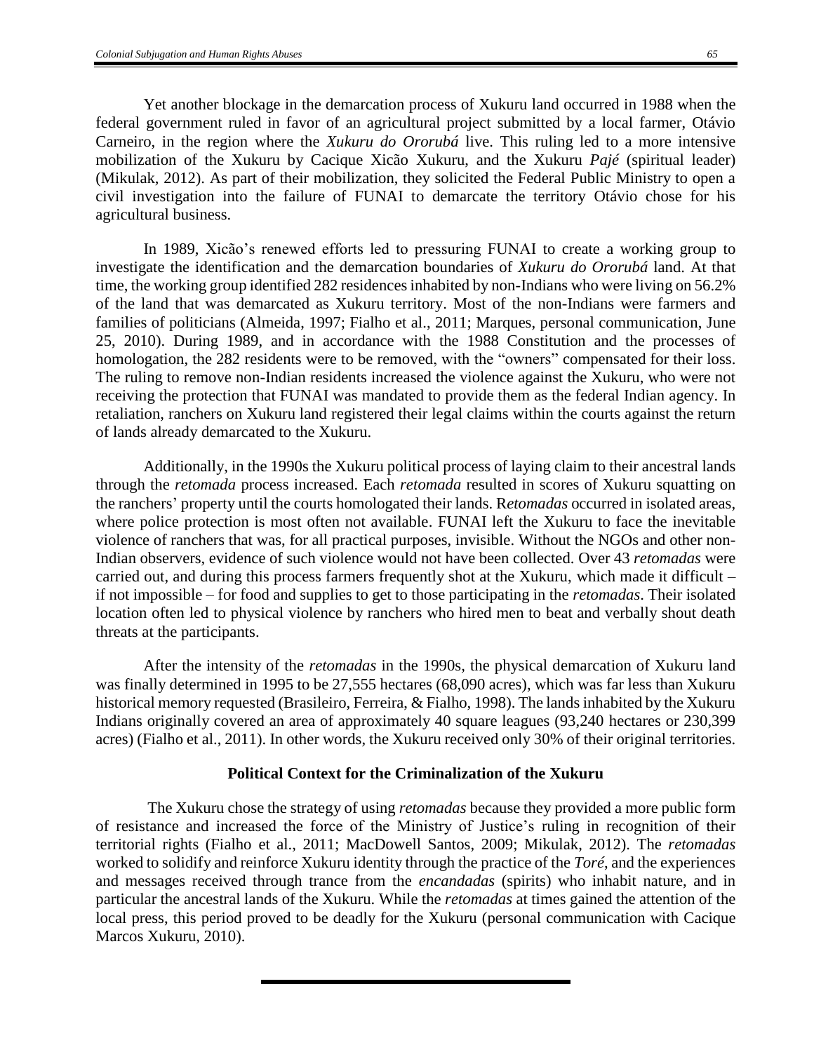Yet another blockage in the demarcation process of Xukuru land occurred in 1988 when the federal government ruled in favor of an agricultural project submitted by a local farmer, Otávio Carneiro, in the region where the *Xukuru do Ororubá* live. This ruling led to a more intensive mobilization of the Xukuru by Cacique Xicão Xukuru, and the Xukuru *Pajé* (spiritual leader) (Mikulak, 2012). As part of their mobilization, they solicited the Federal Public Ministry to open a civil investigation into the failure of FUNAI to demarcate the territory Otávio chose for his agricultural business.

In 1989, Xicão's renewed efforts led to pressuring FUNAI to create a working group to investigate the identification and the demarcation boundaries of *Xukuru do Ororubá* land. At that time, the working group identified 282 residences inhabited by non-Indians who were living on 56.2% of the land that was demarcated as Xukuru territory. Most of the non-Indians were farmers and families of politicians (Almeida, 1997; Fialho et al., 2011; Marques, personal communication, June 25, 2010). During 1989, and in accordance with the 1988 Constitution and the processes of homologation, the 282 residents were to be removed, with the "owners" compensated for their loss. The ruling to remove non-Indian residents increased the violence against the Xukuru, who were not receiving the protection that FUNAI was mandated to provide them as the federal Indian agency. In retaliation, ranchers on Xukuru land registered their legal claims within the courts against the return of lands already demarcated to the Xukuru.

Additionally, in the 1990s the Xukuru political process of laying claim to their ancestral lands through the *retomada* process increased. Each *retomada* resulted in scores of Xukuru squatting on the ranchers' property until the courts homologated their lands. R*etomadas* occurred in isolated areas, where police protection is most often not available. FUNAI left the Xukuru to face the inevitable violence of ranchers that was, for all practical purposes, invisible. Without the NGOs and other non-Indian observers, evidence of such violence would not have been collected. Over 43 *retomadas* were carried out, and during this process farmers frequently shot at the Xukuru, which made it difficult – if not impossible – for food and supplies to get to those participating in the *retomadas*. Their isolated location often led to physical violence by ranchers who hired men to beat and verbally shout death threats at the participants.

After the intensity of the *retomadas* in the 1990s, the physical demarcation of Xukuru land was finally determined in 1995 to be 27,555 hectares (68,090 acres), which was far less than Xukuru historical memory requested (Brasileiro, Ferreira, & Fialho, 1998). The lands inhabited by the Xukuru Indians originally covered an area of approximately 40 square leagues (93,240 hectares or 230,399 acres) (Fialho et al., 2011). In other words, the Xukuru received only 30% of their original territories.

## Political Context for the Criminalization of the Xukuru

The Xukuru chose the strategy of using *retomadas* because they provided a more public form of resistance and increased the force of the Ministry of Justice's ruling in recognition of their territorial rights (Fialho et al., 2011; MacDowell Santos, 2009; Mikulak, 2012). The *retomadas* worked to solidify and reinforce Xukuru identity through the practice of the *Toré*, and the experiences and messages received through trance from the *encandadas* (spirits) who inhabit nature, and in particular the ancestral lands of the Xukuru. While the *retomadas* at times gained the attention of the local press, this period proved to be deadly for the Xukuru (personal communication with Cacique Marcos Xukuru, 2010).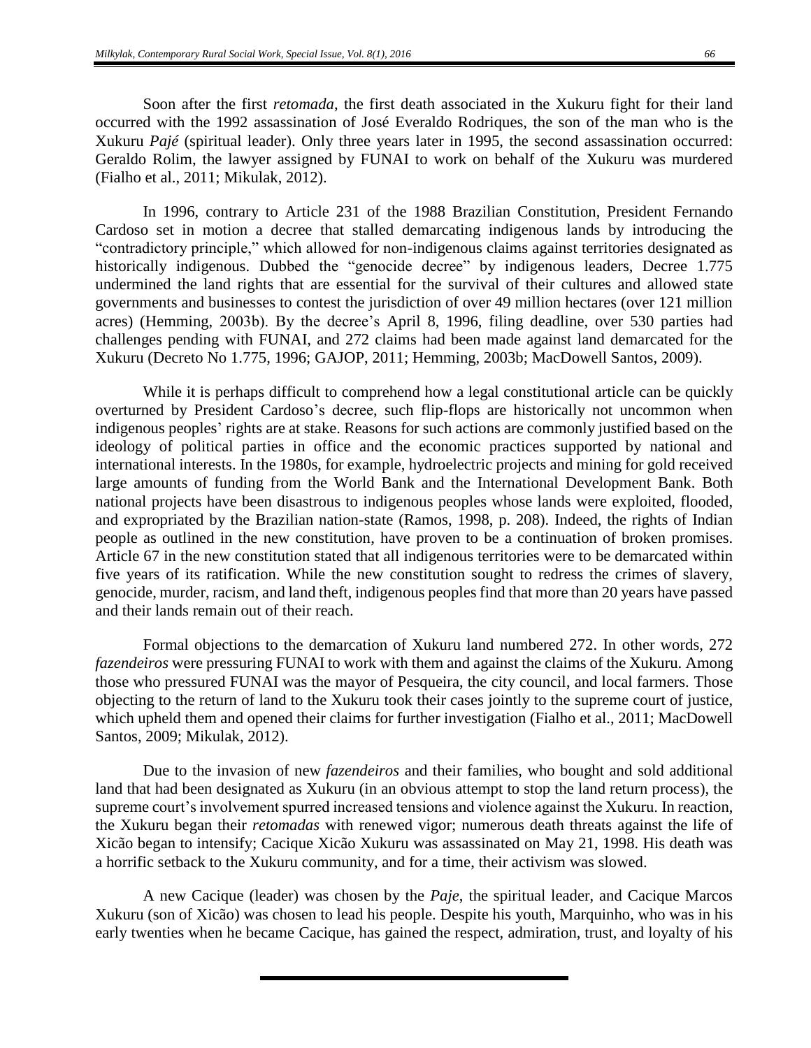Soon after the first *retomada*, the first death associated in the Xukuru fight for their land occurred with the 1992 assassination of José Everaldo Rodriques, the son of the man who is the Xukuru *Pajé* (spiritual leader). Only three years later in 1995, the second assassination occurred: Geraldo Rolim, the lawyer assigned by FUNAI to work on behalf of the Xukuru was murdered (Fialho et al., 2011; Mikulak, 2012).

In 1996, contrary to Article 231 of the 1988 Brazilian Constitution, President Fernando Cardoso set in motion a decree that stalled demarcating indigenous lands by introducing the "contradictory principle," which allowed for non-indigenous claims against territories designated as historically indigenous. Dubbed the "genocide decree" by indigenous leaders, Decree 1.775 undermined the land rights that are essential for the survival of their cultures and allowed state governments and businesses to contest the jurisdiction of over 49 million hectares (over 121 million acres) (Hemming, 2003b). By the decree's April 8, 1996, filing deadline, over 530 parties had challenges pending with FUNAI, and 272 claims had been made against land demarcated for the Xukuru (Decreto No 1.775, 1996; GAJOP, 2011; Hemming, 2003b; MacDowell Santos, 2009).

While it is perhaps difficult to comprehend how a legal constitutional article can be quickly overturned by President Cardoso's decree, such flip-flops are historically not uncommon when indigenous peoples' rights are at stake. Reasons for such actions are commonly justified based on the ideology of political parties in office and the economic practices supported by national and international interests. In the 1980s, for example, hydroelectric projects and mining for gold received large amounts of funding from the World Bank and the International Development Bank. Both national projects have been disastrous to indigenous peoples whose lands were exploited, flooded, and expropriated by the Brazilian nation-state (Ramos, 1998, p. 208). Indeed, the rights of Indian people as outlined in the new constitution, have proven to be a continuation of broken promises. Article 67 in the new constitution stated that all indigenous territories were to be demarcated within five years of its ratification. While the new constitution sought to redress the crimes of slavery, genocide, murder, racism, and land theft, indigenous peoples find that more than 20 years have passed and their lands remain out of their reach.

Formal objections to the demarcation of Xukuru land numbered 272. In other words, 272 *fazendeiros* were pressuring FUNAI to work with them and against the claims of the Xukuru. Among those who pressured FUNAI was the mayor of Pesqueira, the city council, and local farmers. Those objecting to the return of land to the Xukuru took their cases jointly to the supreme court of justice, which upheld them and opened their claims for further investigation (Fialho et al., 2011; MacDowell Santos, 2009; Mikulak, 2012).

Due to the invasion of new *fazendeiros* and their families, who bought and sold additional land that had been designated as Xukuru (in an obvious attempt to stop the land return process), the supreme court's involvement spurred increased tensions and violence against the Xukuru. In reaction, the Xukuru began their *retomadas* with renewed vigor; numerous death threats against the life of Xicão began to intensify; Cacique Xicão Xukuru was assassinated on May 21, 1998. His death was a horrific setback to the Xukuru community, and for a time, their activism was slowed.

A new Cacique (leader) was chosen by the *Paje*, the spiritual leader, and Cacique Marcos Xukuru (son of Xicão) was chosen to lead his people. Despite his youth, Marquinho, who was in his early twenties when he became Cacique, has gained the respect, admiration, trust, and loyalty of his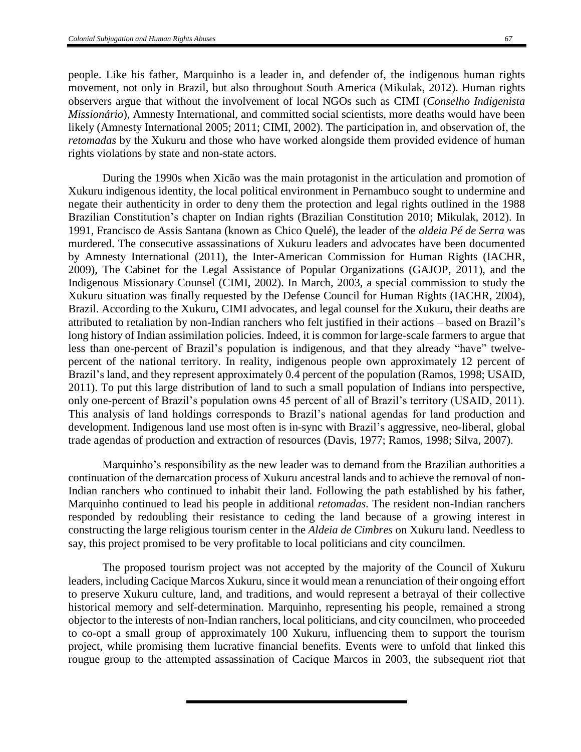people. Like his father, Marquinho is a leader in, and defender of, the indigenous human rights movement, not only in Brazil, but also throughout South America (Mikulak, 2012). Human rights observers argue that without the involvement of local NGOs such as CIMI (*Conselho Indigenista Missionário*), Amnesty International, and committed social scientists, more deaths would have been likely (Amnesty International 2005; 2011; CIMI, 2002). The participation in, and observation of, the *retomadas* by the Xukuru and those who have worked alongside them provided evidence of human rights violations by state and non-state actors.

During the 1990s when Xicão was the main protagonist in the articulation and promotion of Xukuru indigenous identity, the local political environment in Pernambuco sought to undermine and negate their authenticity in order to deny them the protection and legal rights outlined in the 1988 Brazilian Constitution's chapter on Indian rights (Brazilian Constitution 2010; Mikulak, 2012). In 1991, Francisco de Assis Santana (known as Chico Quelé), the leader of the *aldeia Pé de Serra* was murdered. The consecutive assassinations of Xukuru leaders and advocates have been documented by Amnesty International (2011), the Inter-American Commission for Human Rights (IACHR, 2009), The Cabinet for the Legal Assistance of Popular Organizations (GAJOP, 2011), and the Indigenous Missionary Counsel (CIMI, 2002). In March, 2003, a special commission to study the Xukuru situation was finally requested by the Defense Council for Human Rights (IACHR, 2004), Brazil. According to the Xukuru, CIMI advocates, and legal counsel for the Xukuru, their deaths are attributed to retaliation by non-Indian ranchers who felt justified in their actions – based on Brazil's long history of Indian assimilation policies. Indeed, it is common for large-scale farmers to argue that less than one-percent of Brazil's population is indigenous, and that they already "have" twelve-percent of the national territory. In reality, indigenous people own approximately 12 percent of Brazil's land, and they represent approximately 0.4 percent of the population (Ramos, 1998; USAID, 2011). To put this large distribution of land to such a small population of Indians into perspective, only one-percent of Brazil's population owns 45 percent of all of Brazil's territory (USAID, 2011). This analysis of land holdings corresponds to Brazil's national agendas for land production and development. Indigenous land use most often is in-sync with Brazil's aggressive, neo-liberal, global trade agendas of production and extraction of resources (Davis, 1977; Ramos, 1998; Silva, 2007).

Marquinho's responsibility as the new leader was to demand from the Brazilian authorities a continuation of the demarcation process of Xukuru ancestral lands and to achieve the removal of non-Indian ranchers who continued to inhabit their land. Following the path established by his father, Marquinho continued to lead his people in additional *retomadas*. The resident non-Indian ranchers responded by redoubling their resistance to ceding the land because of a growing interest in constructing the large religious tourism center in the *Aldeia de Cimbres* on Xukuru land. Needless to say, this project promised to be very profitable to local politicians and city councilmen.

The proposed tourism project was not accepted by the majority of the Council of Xukuru leaders, including Cacique Marcos Xukuru, since it would mean a renunciation of their ongoing effort to preserve Xukuru culture, land, and traditions, and would represent a betrayal of their collective historical memory and self-determination. Marquinho, representing his people, remained a strong objector to the interests of non-Indian ranchers, local politicians, and city councilmen, who proceeded to co-opt a small group of approximately 100 Xukuru, influencing them to support the tourism project, while promising them lucrative financial benefits. Events were to unfold that linked this rougue group to the attempted assassination of Cacique Marcos in 2003, the subsequent riot that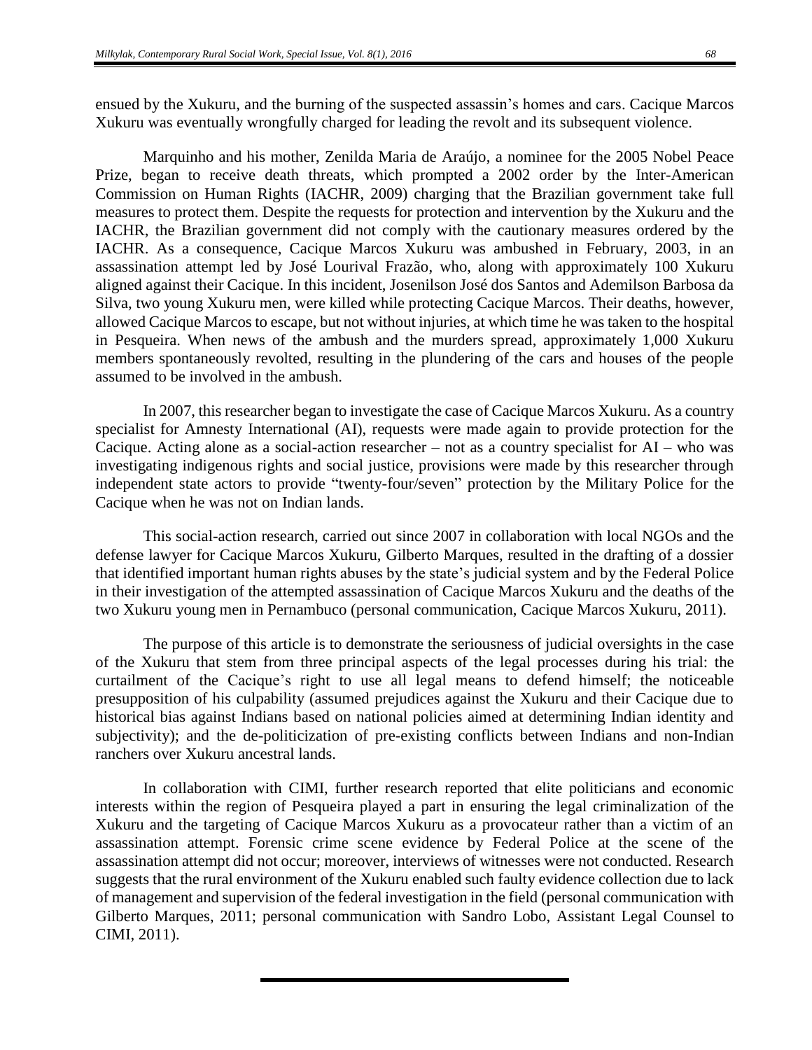ensued by the Xukuru, and the burning of the suspected assassin's homes and cars. Cacique Marcos Xukuru was eventually wrongfully charged for leading the revolt and its subsequent violence.

Marquinho and his mother, Zenilda Maria de Araújo, a nominee for the 2005 Nobel Peace Prize, began to receive death threats, which prompted a 2002 order by the Inter-American Commission on Human Rights (IACHR, 2009) charging that the Brazilian government take full measures to protect them. Despite the requests for protection and intervention by the Xukuru and the IACHR, the Brazilian government did not comply with the cautionary measures ordered by the IACHR. As a consequence, Cacique Marcos Xukuru was ambushed in February, 2003, in an assassination attempt led by José Lourival Frazão, who, along with approximately 100 Xukuru aligned against their Cacique. In this incident, Josenilson José dos Santos and Ademilson Barbosa da Silva, two young Xukuru men, were killed while protecting Cacique Marcos. Their deaths, however, allowed Cacique Marcos to escape, but not without injuries, at which time he was taken to the hospital in Pesqueira. When news of the ambush and the murders spread, approximately 1,000 Xukuru members spontaneously revolted, resulting in the plundering of the cars and houses of the people assumed to be involved in the ambush.

In 2007, this researcher began to investigate the case of Cacique Marcos Xukuru. As a country specialist for Amnesty International (AI), requests were made again to provide protection for the Cacique. Acting alone as a social-action researcher – not as a country specialist for AI – who was investigating indigenous rights and social justice, provisions were made by this researcher through independent state actors to provide "twenty-four/seven" protection by the Military Police for the Cacique when he was not on Indian lands.

This social-action research, carried out since 2007 in collaboration with local NGOs and the defense lawyer for Cacique Marcos Xukuru, Gilberto Marques, resulted in the drafting of a dossier that identified important human rights abuses by the state's judicial system and by the Federal Police in their investigation of the attempted assassination of Cacique Marcos Xukuru and the deaths of the two Xukuru young men in Pernambuco (personal communication, Cacique Marcos Xukuru, 2011).

The purpose of this article is to demonstrate the seriousness of judicial oversights in the case of the Xukuru that stem from three principal aspects of the legal processes during his trial: the curtailment of the Cacique's right to use all legal means to defend himself; the noticeable presupposition of his culpability (assumed prejudices against the Xukuru and their Cacique due to historical bias against Indians based on national policies aimed at determining Indian identity and subjectivity); and the de-politicization of pre-existing conflicts between Indians and non-Indian ranchers over Xukuru ancestral lands.

In collaboration with CIMI, further research reported that elite politicians and economic interests within the region of Pesqueira played a part in ensuring the legal criminalization of the Xukuru and the targeting of Cacique Marcos Xukuru as a provocateur rather than a victim of an assassination attempt. Forensic crime scene evidence by Federal Police at the scene of the assassination attempt did not occur; moreover, interviews of witnesses were not conducted. Research suggests that the rural environment of the Xukuru enabled such faulty evidence collection due to lack of management and supervision of the federal investigation in the field (personal communication with Gilberto Marques, 2011; personal communication with Sandro Lobo, Assistant Legal Counsel to CIMI, 2011).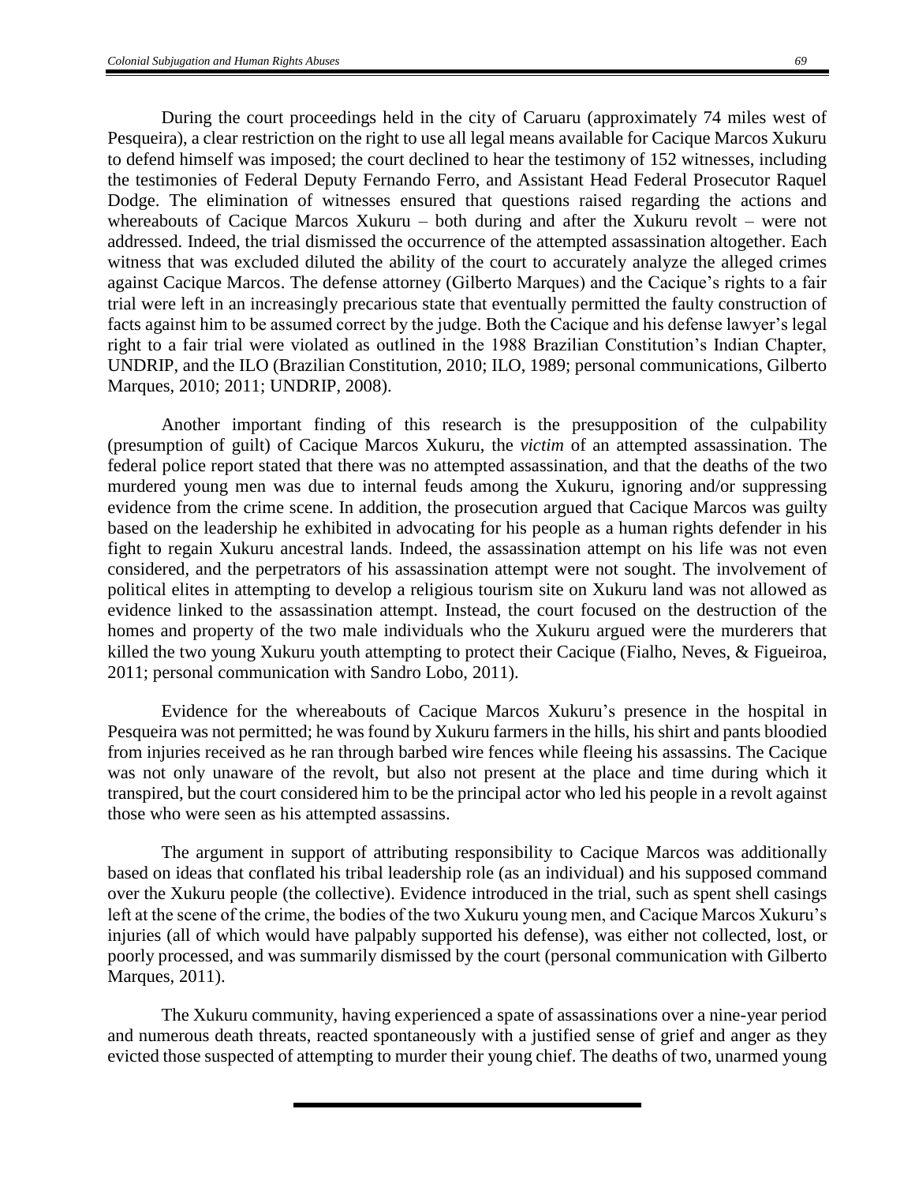During the court proceedings held in the city of Caruaru (approximately 74 miles west of Pesqueira), a clear restriction on the right to use all legal means available for Cacique Marcos Xukuru to defend himself was imposed; the court declined to hear the testimony of 152 witnesses, including the testimonies of Federal Deputy Fernando Ferro, and Assistant Head Federal Prosecutor Raquel Dodge. The elimination of witnesses ensured that questions raised regarding the actions and whereabouts of Cacique Marcos Xukuru – both during and after the Xukuru revolt – were not addressed. Indeed, the trial dismissed the occurrence of the attempted assassination altogether. Each witness that was excluded diluted the ability of the court to accurately analyze the alleged crimes against Cacique Marcos. The defense attorney (Gilberto Marques) and the Cacique's rights to a fair trial were left in an increasingly precarious state that eventually permitted the faulty construction of facts against him to be assumed correct by the judge. Both the Cacique and his defense lawyer's legal right to a fair trial were violated as outlined in the 1988 Brazilian Constitution's Indian Chapter, UNDRIP, and the ILO (Brazilian Constitution, 2010; ILO, 1989; personal communications, Gilberto Marques, 2010; 2011; UNDRIP, 2008).

Another important finding of this research is the presupposition of the culpability (presumption of guilt) of Cacique Marcos Xukuru, the *victim* of an attempted assassination. The federal police report stated that there was no attempted assassination, and that the deaths of the two murdered young men was due to internal feuds among the Xukuru, ignoring and/or suppressing evidence from the crime scene. In addition, the prosecution argued that Cacique Marcos was guilty based on the leadership he exhibited in advocating for his people as a human rights defender in his fight to regain Xukuru ancestral lands. Indeed, the assassination attempt on his life was not even considered, and the perpetrators of his assassination attempt were not sought. The involvement of political elites in attempting to develop a religious tourism site on Xukuru land was not allowed as evidence linked to the assassination attempt. Instead, the court focused on the destruction of the homes and property of the two male individuals who the Xukuru argued were the murderers that killed the two young Xukuru youth attempting to protect their Cacique (Fialho, Neves, & Figueiroa, 2011; personal communication with Sandro Lobo, 2011).

Evidence for the whereabouts of Cacique Marcos Xukuru's presence in the hospital in Pesqueira was not permitted; he was found by Xukuru farmers in the hills, his shirt and pants bloodied from injuries received as he ran through barbed wire fences while fleeing his assassins. The Cacique was not only unaware of the revolt, but also not present at the place and time during which it transpired, but the court considered him to be the principal actor who led his people in a revolt against those who were seen as his attempted assassins.

The argument in support of attributing responsibility to Cacique Marcos was additionally based on ideas that conflated his tribal leadership role (as an individual) and his supposed command over the Xukuru people (the collective). Evidence introduced in the trial, such as spent shell casings left at the scene of the crime, the bodies of the two Xukuru young men, and Cacique Marcos Xukuru's injuries (all of which would have palpably supported his defense), was either not collected, lost, or poorly processed, and was summarily dismissed by the court (personal communication with Gilberto Marques, 2011).

The Xukuru community, having experienced a spate of assassinations over a nine-year period and numerous death threats, reacted spontaneously with a justified sense of grief and anger as they evicted those suspected of attempting to murder their young chief. The deaths of two, unarmed young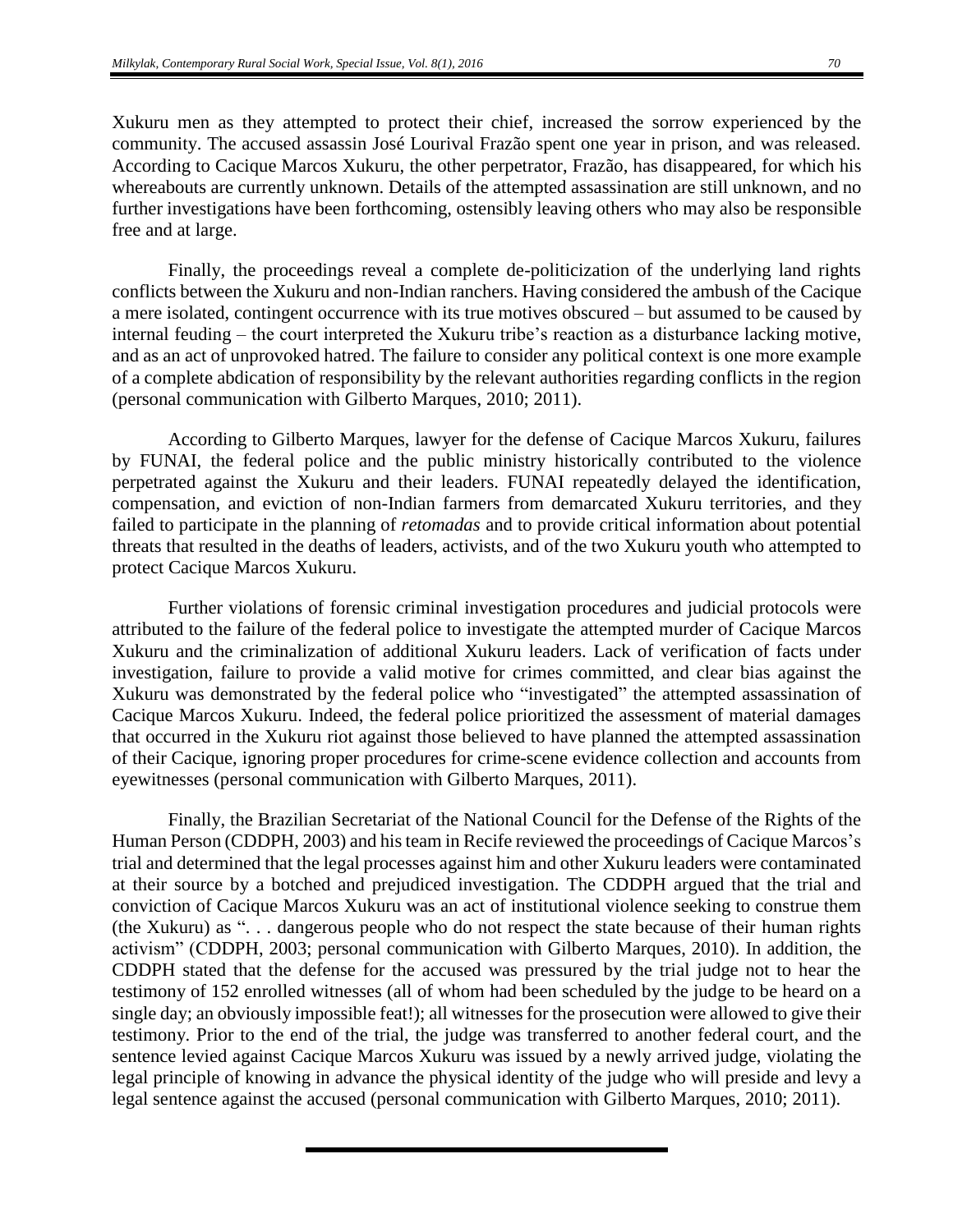Xukuru men as they attempted to protect their chief, increased the sorrow experienced by the community. The accused assassin José Lourival Frazão spent one year in prison, and was released. According to Cacique Marcos Xukuru, the other perpetrator, Frazão, has disappeared, for which his whereabouts are currently unknown. Details of the attempted assassination are still unknown, and no further investigations have been forthcoming, ostensibly leaving others who may also be responsible free and at large.

Finally, the proceedings reveal a complete de-politicization of the underlying land rights conflicts between the Xukuru and non-Indian ranchers. Having considered the ambush of the Cacique a mere isolated, contingent occurrence with its true motives obscured – but assumed to be caused by internal feuding – the court interpreted the Xukuru tribe's reaction as a disturbance lacking motive, and as an act of unprovoked hatred. The failure to consider any political context is one more example of a complete abdication of responsibility by the relevant authorities regarding conflicts in the region (personal communication with Gilberto Marques, 2010; 2011).

According to Gilberto Marques, lawyer for the defense of Cacique Marcos Xukuru, failures by FUNAI, the federal police and the public ministry historically contributed to the violence perpetrated against the Xukuru and their leaders. FUNAI repeatedly delayed the identification, compensation, and eviction of non-Indian farmers from demarcated Xukuru territories, and they failed to participate in the planning of *retomadas* and to provide critical information about potential threats that resulted in the deaths of leaders, activists, and of the two Xukuru youth who attempted to protect Cacique Marcos Xukuru.

Further violations of forensic criminal investigation procedures and judicial protocols were attributed to the failure of the federal police to investigate the attempted murder of Cacique Marcos Xukuru and the criminalization of additional Xukuru leaders. Lack of verification of facts under investigation, failure to provide a valid motive for crimes committed, and clear bias against the Xukuru was demonstrated by the federal police who "investigated" the attempted assassination of Cacique Marcos Xukuru. Indeed, the federal police prioritized the assessment of material damages that occurred in the Xukuru riot against those believed to have planned the attempted assassination of their Cacique, ignoring proper procedures for crime-scene evidence collection and accounts from eyewitnesses (personal communication with Gilberto Marques, 2011).

Finally, the Brazilian Secretariat of the National Council for the Defense of the Rights of the Human Person (CDDPH, 2003) and his team in Recife reviewed the proceedings of Cacique Marcos's trial and determined that the legal processes against him and other Xukuru leaders were contaminated at their source by a botched and prejudiced investigation. The CDDPH argued that the trial and conviction of Cacique Marcos Xukuru was an act of institutional violence seeking to construe them (the Xukuru) as ". . . dangerous people who do not respect the state because of their human rights activism" (CDDPH, 2003; personal communication with Gilberto Marques, 2010). In addition, the CDDPH stated that the defense for the accused was pressured by the trial judge not to hear the testimony of 152 enrolled witnesses (all of whom had been scheduled by the judge to be heard on a single day; an obviously impossible feat!); all witnesses for the prosecution were allowed to give their testimony. Prior to the end of the trial, the judge was transferred to another federal court, and the sentence levied against Cacique Marcos Xukuru was issued by a newly arrived judge, violating the legal principle of knowing in advance the physical identity of the judge who will preside and levy a legal sentence against the accused (personal communication with Gilberto Marques, 2010; 2011).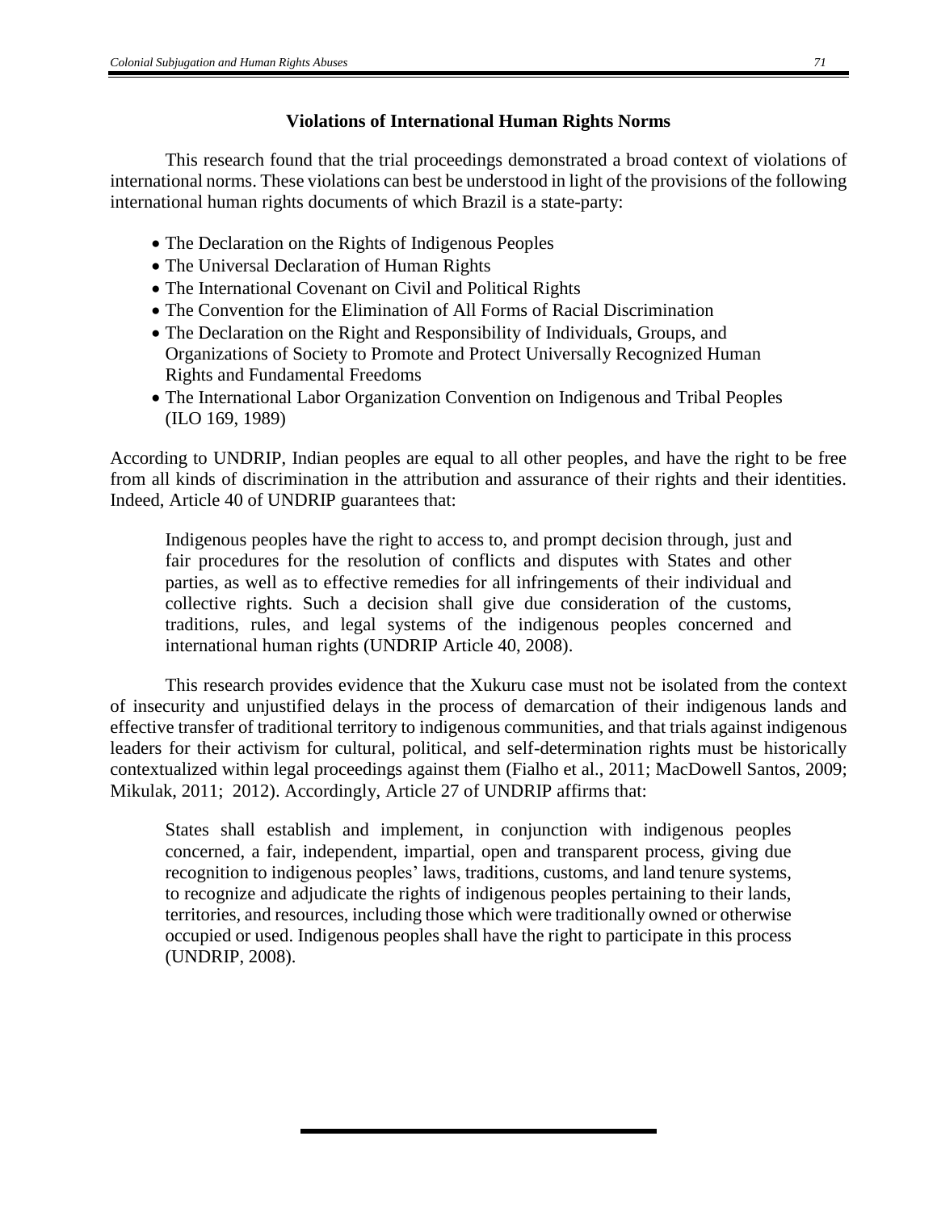### Violations of International Human Rights Norms

This research found that the trial proceedings demonstrated a broad context of violations of international norms. These violations can best be understood in light of the provisions of the following international human rights documents of which Brazil is a state-party:

- The Declaration on the Rights of Indigenous Peoples
- The Universal Declaration of Human Rights
- The International Covenant on Civil and Political Rights
- The Convention for the Elimination of All Forms of Racial Discrimination
- The Declaration on the Right and Responsibility of Individuals, Groups, and Organizations of Society to Promote and Protect Universally Recognized Human Rights and Fundamental Freedoms
- The International Labor Organization Convention on Indigenous and Tribal Peoples (ILO 169, 1989)

According to UNDRIP, Indian peoples are equal to all other peoples, and have the right to be free from all kinds of discrimination in the attribution and assurance of their rights and their identities. Indeed, Article 40 of UNDRIP guarantees that:

> Indigenous peoples have the right to access to, and prompt decision through, just and fair procedures for the resolution of conflicts and disputes with States and other parties, as well as to effective remedies for all infringements of their individual and collective rights. Such a decision shall give due consideration of the customs, traditions, rules, and legal systems of the indigenous peoples concerned and international human rights (UNDRIP Article 40, 2008).

This research provides evidence that the Xukuru case must not be isolated from the context of insecurity and unjustified delays in the process of demarcation of their indigenous lands and effective transfer of traditional territory to indigenous communities, and that trials against indigenous leaders for their activism for cultural, political, and self-determination rights must be historically contextualized within legal proceedings against them (Fialho et al., 2011; MacDowell Santos, 2009; Mikulak, 2011; 2012). Accordingly, Article 27 of UNDRIP affirms that:

> States shall establish and implement, in conjunction with indigenous peoples concerned, a fair, independent, impartial, open and transparent process, giving due recognition to indigenous peoples' laws, traditions, customs, and land tenure systems, to recognize and adjudicate the rights of indigenous peoples pertaining to their lands, territories, and resources, including those which were traditionally owned or otherwise occupied or used. Indigenous peoples shall have the right to participate in this process (UNDRIP, 2008).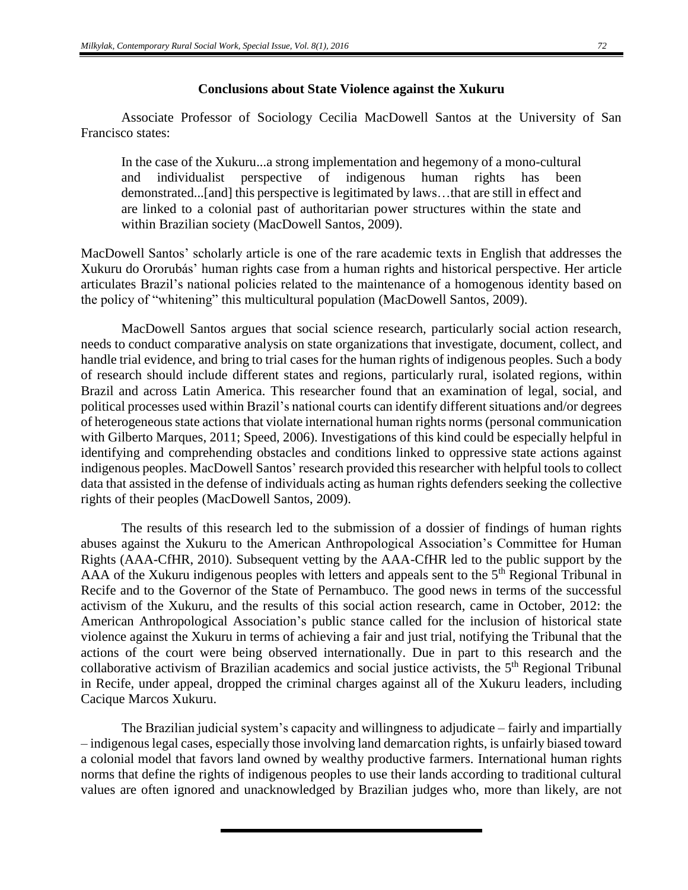### Conclusions about State Violence against the Xukuru

Associate Professor of Sociology Cecilia MacDowell Santos at the University of San Francisco states:

> In the case of the Xukuru...a strong implementation and hegemony of a mono-cultural and individualist perspective of indigenous human rights has been demonstrated...[and] this perspective is legitimated by laws…that are still in effect and are linked to a colonial past of authoritarian power structures within the state and within Brazilian society (MacDowell Santos, 2009).

MacDowell Santos' scholarly article is one of the rare academic texts in English that addresses the Xukuru do Ororubás' human rights case from a human rights and historical perspective. Her article articulates Brazil's national policies related to the maintenance of a homogenous identity based on the policy of "whitening" this multicultural population (MacDowell Santos, 2009).

MacDowell Santos argues that social science research, particularly social action research, needs to conduct comparative analysis on state organizations that investigate, document, collect, and handle trial evidence, and bring to trial cases for the human rights of indigenous peoples. Such a body of research should include different states and regions, particularly rural, isolated regions, within Brazil and across Latin America. This researcher found that an examination of legal, social, and political processes used within Brazil's national courts can identify different situations and/or degrees of heterogeneous state actions that violate international human rights norms (personal communication with Gilberto Marques, 2011; Speed, 2006). Investigations of this kind could be especially helpful in identifying and comprehending obstacles and conditions linked to oppressive state actions against indigenous peoples. MacDowell Santos' research provided this researcher with helpful tools to collect data that assisted in the defense of individuals acting as human rights defenders seeking the collective rights of their peoples (MacDowell Santos, 2009).

The results of this research led to the submission of a dossier of findings of human rights abuses against the Xukuru to the American Anthropological Association's Committee for Human Rights (AAA-CfHR, 2010). Subsequent vetting by the AAA-CfHR led to the public support by the AAA of the Xukuru indigenous peoples with letters and appeals sent to the 5th Regional Tribunal in Recife and to the Governor of the State of Pernambuco. The good news in terms of the successful activism of the Xukuru, and the results of this social action research, came in October, 2012: the American Anthropological Association's public stance called for the inclusion of historical state violence against the Xukuru in terms of achieving a fair and just trial, notifying the Tribunal that the actions of the court were being observed internationally. Due in part to this research and the collaborative activism of Brazilian academics and social justice activists, the 5th Regional Tribunal in Recife, under appeal, dropped the criminal charges against all of the Xukuru leaders, including Cacique Marcos Xukuru.

The Brazilian judicial system's capacity and willingness to adjudicate – fairly and impartially – indigenous legal cases, especially those involving land demarcation rights, is unfairly biased toward a colonial model that favors land owned by wealthy productive farmers. International human rights norms that define the rights of indigenous peoples to use their lands according to traditional cultural values are often ignored and unacknowledged by Brazilian judges who, more than likely, are not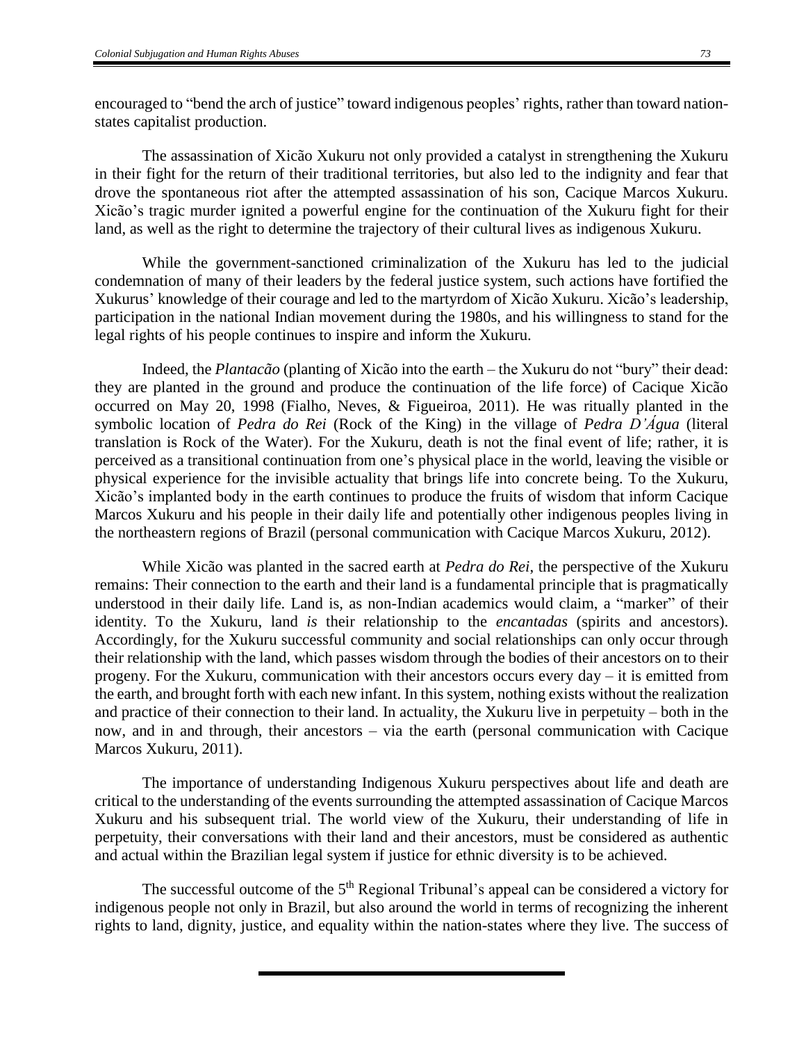encouraged to "bend the arch of justice" toward indigenous peoples' rights, rather than toward nation-states capitalist production.

The assassination of Xicão Xukuru not only provided a catalyst in strengthening the Xukuru in their fight for the return of their traditional territories, but also led to the indignity and fear that drove the spontaneous riot after the attempted assassination of his son, Cacique Marcos Xukuru. Xicão's tragic murder ignited a powerful engine for the continuation of the Xukuru fight for their land, as well as the right to determine the trajectory of their cultural lives as indigenous Xukuru.

While the government-sanctioned criminalization of the Xukuru has led to the judicial condemnation of many of their leaders by the federal justice system, such actions have fortified the Xukurus' knowledge of their courage and led to the martyrdom of Xicão Xukuru. Xicão's leadership, participation in the national Indian movement during the 1980s, and his willingness to stand for the legal rights of his people continues to inspire and inform the Xukuru.

Indeed, the *Plantacão* (planting of Xicão into the earth – the Xukuru do not "bury" their dead: they are planted in the ground and produce the continuation of the life force) of Cacique Xicão occurred on May 20, 1998 (Fialho, Neves, & Figueiroa, 2011). He was ritually planted in the symbolic location of *Pedra do Rei* (Rock of the King) in the village of *Pedra D'Ágųa* (literal translation is Rock of the Water). For the Xukuru, death is not the final event of life; rather, it is perceived as a transitional continuation from one's physical place in the world, leaving the visible or physical experience for the invisible actuality that brings life into concrete being. To the Xukuru, Xicão's implanted body in the earth continues to produce the fruits of wisdom that inform Cacique Marcos Xukuru and his people in their daily life and potentially other indigenous peoples living in the northeastern regions of Brazil (personal communication with Cacique Marcos Xukuru, 2012).

While Xicão was planted in the sacred earth at *Pedra do Rei*, the perspective of the Xukuru remains: Their connection to the earth and their land is a fundamental principle that is pragmatically understood in their daily life. Land is, as non-Indian academics would claim, a "marker" of their identity. To the Xukuru, land *is* their relationship to the *encantadas* (spirits and ancestors). Accordingly, for the Xukuru successful community and social relationships can only occur through their relationship with the land, which passes wisdom through the bodies of their ancestors on to their progeny. For the Xukuru, communication with their ancestors occurs every day – it is emitted from the earth, and brought forth with each new infant. In this system, nothing exists without the realization and practice of their connection to their land. In actuality, the Xukuru live in perpetuity – both in the now, and in and through, their ancestors – via the earth (personal communication with Cacique Marcos Xukuru, 2011).

The importance of understanding Indigenous Xukuru perspectives about life and death are critical to the understanding of the events surrounding the attempted assassination of Cacique Marcos Xukuru and his subsequent trial. The world view of the Xukuru, their understanding of life in perpetuity, their conversations with their land and their ancestors, must be considered as authentic and actual within the Brazilian legal system if justice for ethnic diversity is to be achieved.

The successful outcome of the 5th Regional Tribunal's appeal can be considered a victory for indigenous people not only in Brazil, but also around the world in terms of recognizing the inherent rights to land, dignity, justice, and equality within the nation-states where they live. The success of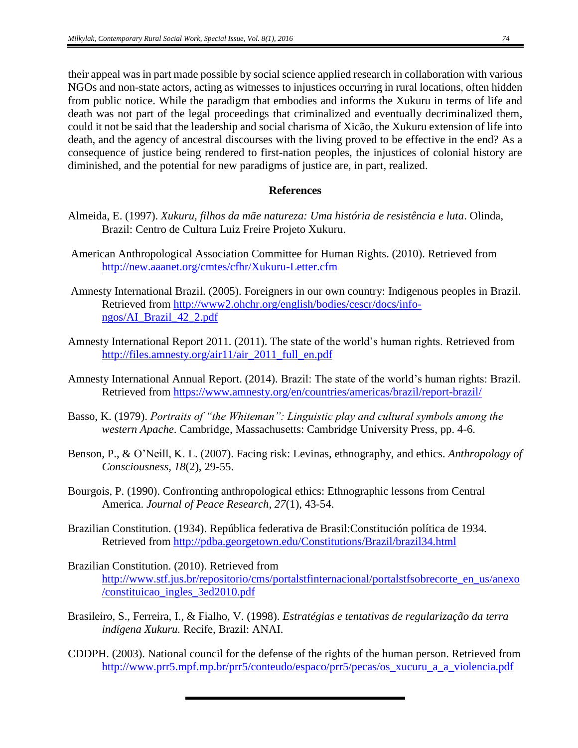their appeal was in part made possible by social science applied research in collaboration with various NGOs and non-state actors, acting as witnesses to injustices occurring in rural locations, often hidden from public notice. While the paradigm that embodies and informs the Xukuru in terms of life and death was not part of the legal proceedings that criminalized and eventually decriminalized them, could it not be said that the leadership and social charisma of Xicão, the Xukuru extension of life into death, and the agency of ancestral discourses with the living proved to be effective in the end? As a consequence of justice being rendered to first-nation peoples, the injustices of colonial history are diminished, and the potential for new paradigms of justice are, in part, realized.

## References

Almeida, E. (1997). *Xukuru, filhos da mãe natureza: Uma história de resistência e luta*. Olinda, Brazil: Centro de Cultura Luiz Freire Projeto Xukuru.

American Anthropological Association Committee for Human Rights. (2010). Retrieved from http://new.aaanet.org/cmtes/cfhr/Xukuru-Letter.cfm

Amnesty International Brazil. (2005). Foreigners in our own country: Indigenous peoples in Brazil. Retrieved from http://www2.ohchr.org/english/bodies/cescr/docs/info-ngos/AI_Brazil_42_2.pdf

Amnesty International Report 2011. (2011). The state of the world's human rights. Retrieved from http://files.amnesty.org/air11/air_2011_full_en.pdf

Amnesty International Annual Report. (2014). Brazil: The state of the world's human rights: Brazil. Retrieved from https://www.amnesty.org/en/countries/americas/brazil/report-brazil/

Basso, K. (1979). *Portraits of "the Whiteman": Linguistic play and cultural symbols among the western Apache*. Cambridge, Massachusetts: Cambridge University Press, pp. 4-6.

Benson, P., & O'Neill, K. L. (2007). Facing risk: Levinas, ethnography, and ethics. *Anthropology of Consciousness, 18*(2), 29-55.

Bourgois, P. (1990). Confronting anthropological ethics: Ethnographic lessons from Central America. *Journal of Peace Research, 27*(1), 43-54.

Brazilian Constitution. (1934). República federativa de Brasil:Constitución política de 1934. Retrieved from http://pdba.georgetown.edu/Constitutions/Brazil/brazil34.html

Brazilian Constitution. (2010). Retrieved from http://www.stf.jus.br/repositorio/cms/portalstfinternacional/portalstfsobrecorte_en_us/anexo/constituicao_ingles_3ed2010.pdf

Brasileiro, S., Ferreira, I., & Fialho, V. (1998). *Estratégias e tentativas de regularização da terra indígena Xukuru.* Recife, Brazil: ANAI.

CDDPH. (2003). National council for the defense of the rights of the human person. Retrieved from http://www.prr5.mpf.mp.br/prr5/conteudo/espaco/prr5/pecas/os_xucuru_a_a_violencia.pdf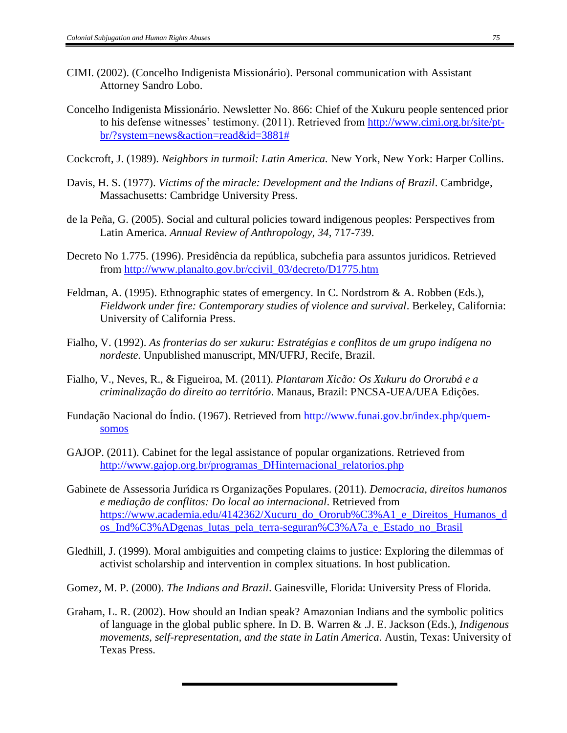CIMI. (2002). (Concelho Indigenista Missionário). Personal communication with Assistant Attorney Sandro Lobo.

Concelho Indigenista Missionário. Newsletter No. 866: Chief of the Xukuru people sentenced prior to his defense witnesses' testimony. (2011). Retrieved from http://www.cimi.org.br/site/pt-br/?system=news&action=read&id=3881#

Cockcroft, J. (1989). *Neighbors in turmoil: Latin America.* New York, New York: Harper Collins.

Davis, H. S. (1977). *Victims of the miracle: Development and the Indians of Brazil*. Cambridge, Massachusetts: Cambridge University Press.

de la Peña, G. (2005). Social and cultural policies toward indigenous peoples: Perspectives from Latin America. *Annual Review of Anthropology, 34*, 717-739.

Decreto No 1.775. (1996). Presidência da república, subchefia para assuntos juridicos. Retrieved from http://www.planalto.gov.br/ccivil_03/decreto/D1775.htm

Feldman, A. (1995). Ethnographic states of emergency. In C. Nordstrom & A. Robben (Eds.), *Fieldwork under fire: Contemporary studies of violence and survival*. Berkeley, California: University of California Press.

Fialho, V. (1992). *As fronterias do ser xukuru: Estratégias e conflitos de um grupo indígena no nordeste.* Unpublished manuscript, MN/UFRJ, Recife, Brazil.

Fialho, V., Neves, R., & Figueiroa, M. (2011). *Plantaram Xicão: Os Xukuru do Ororubá e a criminalização do direito ao território*. Manaus, Brazil: PNCSA-UEA/UEA Edições.

Fundação Nacional do Índio. (1967). Retrieved from http://www.funai.gov.br/index.php/quem-somos

GAJOP. (2011). Cabinet for the legal assistance of popular organizations. Retrieved from http://www.gajop.org.br/programas_DHinternacional_relatorios.php

Gabinete de Assessoria Jurídica rs Organizações Populares. (2011). *Democracia, direitos humanos e mediação de conflitos: Do local ao internacional*. Retrieved from https://www.academia.edu/4142362/Xucuru_do_Ororub%C3%A1_e_Direitos_Humanos_dos_Ind%C3%ADgenas_lutas_pela_terra-seguran%C3%A7a_e_Estado_no_Brasil

Gledhill, J. (1999). Moral ambiguities and competing claims to justice: Exploring the dilemmas of activist scholarship and intervention in complex situations. In host publication.

Gomez, M. P. (2000). *The Indians and Brazil*. Gainesville, Florida: University Press of Florida.

Graham, L. R. (2002). How should an Indian speak? Amazonian Indians and the symbolic politics of language in the global public sphere. In D. B. Warren & .J. E. Jackson (Eds.), *Indigenous movements, self-representation, and the state in Latin America*. Austin, Texas: University of Texas Press.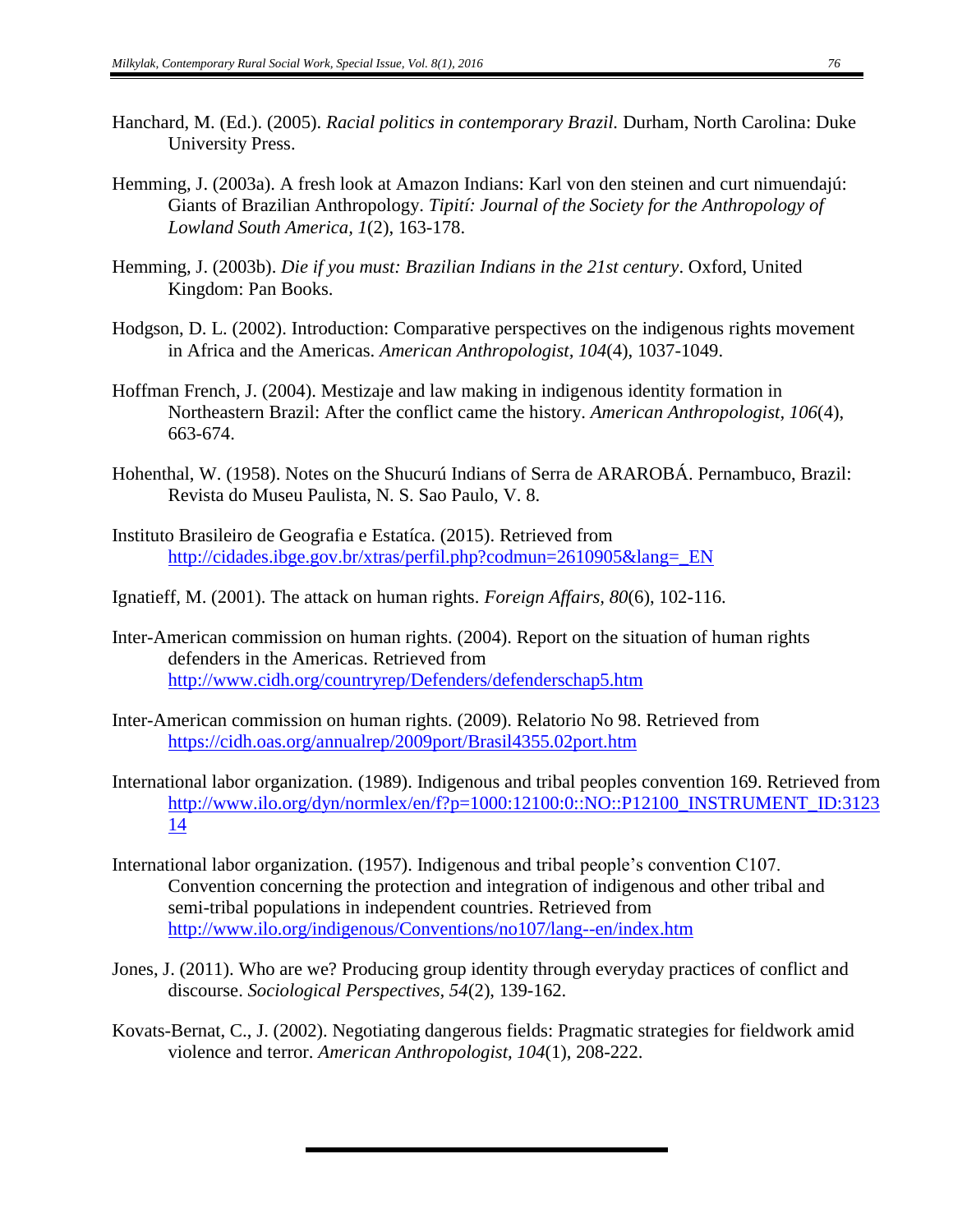Hanchard, M. (Ed.). (2005). *Racial politics in contemporary Brazil.* Durham, North Carolina: Duke University Press.

Hemming, J. (2003a). A fresh look at Amazon Indians: Karl von den steinen and curt nimuendajú: Giants of Brazilian Anthropology. *Tipití: Journal of the Society for the Anthropology of Lowland South America, 1*(2), 163-178.

Hemming, J. (2003b). *Die if you must: Brazilian Indians in the 21st century*. Oxford, United Kingdom: Pan Books.

Hodgson, D. L. (2002). Introduction: Comparative perspectives on the indigenous rights movement in Africa and the Americas. *American Anthropologist, 104*(4), 1037-1049.

Hoffman French, J. (2004). Mestizaje and law making in indigenous identity formation in Northeastern Brazil: After the conflict came the history. *American Anthropologist, 106*(4), 663-674.

Hohenthal, W. (1958). Notes on the Shucurú Indians of Serra de ARAROBÁ. Pernambuco, Brazil: Revista do Museu Paulista, N. S. Sao Paulo, V. 8.

Instituto Brasileiro de Geografia e Estatíca. (2015). Retrieved from http://cidades.ibge.gov.br/xtras/perfil.php?codmun=2610905&lang=_EN

Ignatieff, M. (2001). The attack on human rights. *Foreign Affairs, 80*(6), 102-116.

Inter-American commission on human rights. (2004). Report on the situation of human rights defenders in the Americas. Retrieved from http://www.cidh.org/countryrep/Defenders/defenderschap5.htm

Inter-American commission on human rights. (2009). Relatorio No 98. Retrieved from https://cidh.oas.org/annualrep/2009port/Brasil4355.02port.htm

International labor organization. (1989). Indigenous and tribal peoples convention 169. Retrieved from http://www.ilo.org/dyn/normlex/en/f?p=1000:12100:0::NO::P12100_INSTRUMENT_ID:312314

International labor organization. (1957). Indigenous and tribal people's convention C107. Convention concerning the protection and integration of indigenous and other tribal and semi-tribal populations in independent countries. Retrieved from http://www.ilo.org/indigenous/Conventions/no107/lang--en/index.htm

Jones, J. (2011). Who are we? Producing group identity through everyday practices of conflict and discourse. *Sociological Perspectives, 54*(2), 139-162.

Kovats-Bernat, C., J. (2002). Negotiating dangerous fields: Pragmatic strategies for fieldwork amid violence and terror. *American Anthropologist, 104*(1), 208-222.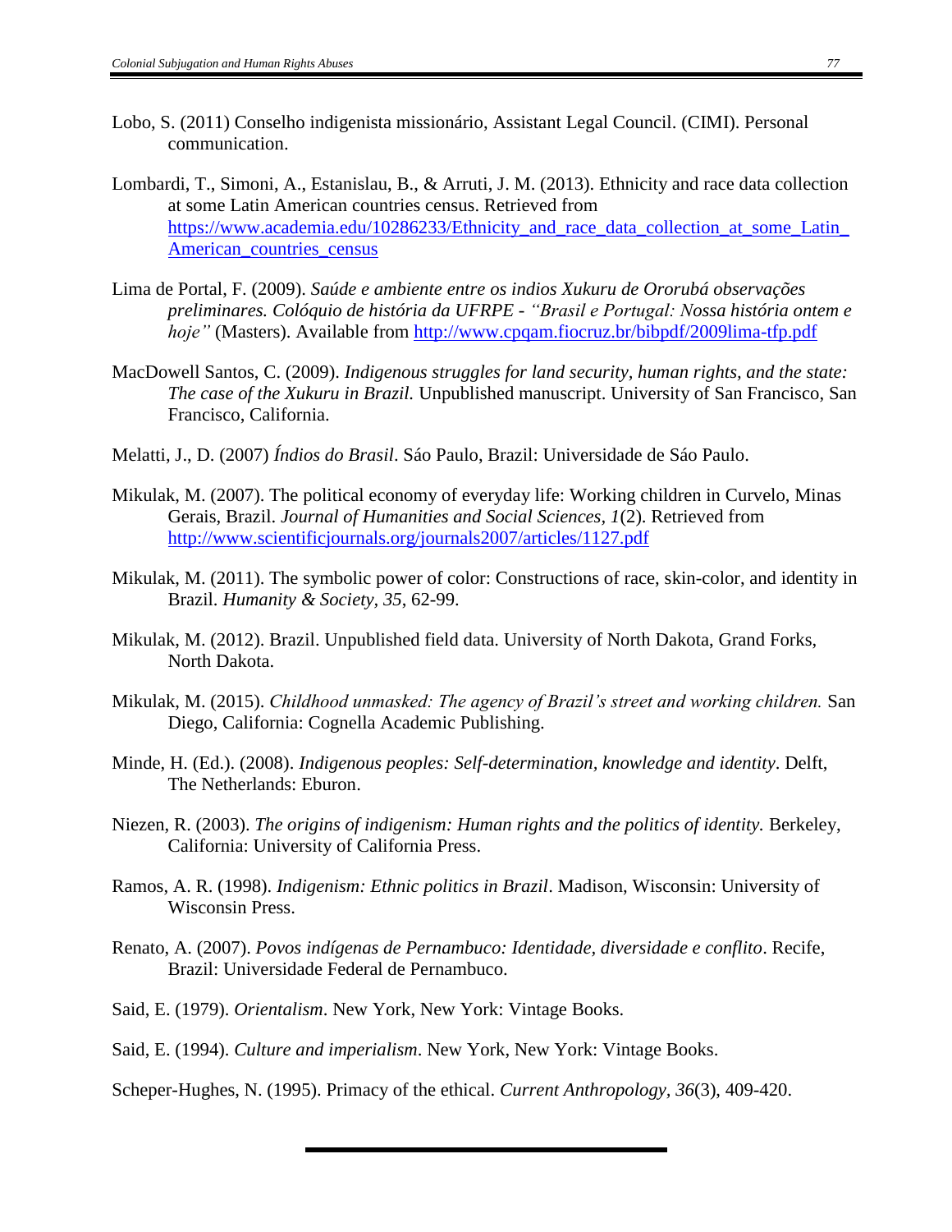Lobo, S. (2011) Conselho indigenista missionário, Assistant Legal Council. (CIMI). Personal communication.

Lombardi, T., Simoni, A., Estanislau, B., & Arruti, J. M. (2013). Ethnicity and race data collection at some Latin American countries census. Retrieved from https://www.academia.edu/10286233/Ethnicity_and_race_data_collection_at_some_Latin_American_countries_census

Lima de Portal, F. (2009). *Saúde e ambiente entre os indios Xukuru de Ororubá observações preliminares. Colóquio de história da UFRPE - "Brasil e Portugal: Nossa história ontem e hoje"* (Masters). Available from http://www.cpqam.fiocruz.br/bibpdf/2009lima-tfp.pdf

MacDowell Santos, C. (2009). *Indigenous struggles for land security, human rights, and the state: The case of the Xukuru in Brazil.* Unpublished manuscript. University of San Francisco, San Francisco, California.

Melatti, J., D. (2007) *Índios do Brasil*. Sáo Paulo, Brazil: Universidade de Sáo Paulo.

Mikulak, M. (2007). The political economy of everyday life: Working children in Curvelo, Minas Gerais, Brazil. *Journal of Humanities and Social Sciences, 1*(2). Retrieved from http://www.scientificjournals.org/journals2007/articles/1127.pdf

Mikulak, M. (2011). The symbolic power of color: Constructions of race, skin-color, and identity in Brazil. *Humanity & Society*, *35*, 62-99.

Mikulak, M. (2012). Brazil. Unpublished field data. University of North Dakota, Grand Forks, North Dakota.

Mikulak, M. (2015). *Childhood unmasked: The agency of Brazil's street and working children.* San Diego, California: Cognella Academic Publishing.

Minde, H. (Ed.). (2008). *Indigenous peoples: Self-determination, knowledge and identity*. Delft, The Netherlands: Eburon.

Niezen, R. (2003). *The origins of indigenism: Human rights and the politics of identity.* Berkeley, California: University of California Press.

Ramos, A. R. (1998). *Indigenism: Ethnic politics in Brazil*. Madison, Wisconsin: University of Wisconsin Press.

Renato, A. (2007). *Povos indígenas de Pernambuco: Identidade, diversidade e conflito*. Recife, Brazil: Universidade Federal de Pernambuco.

Said, E. (1979). *Orientalism*. New York, New York: Vintage Books.

Said, E. (1994). *Culture and imperialism*. New York, New York: Vintage Books.

Scheper-Hughes, N. (1995). Primacy of the ethical. *Current Anthropology*, *36*(3), 409-420.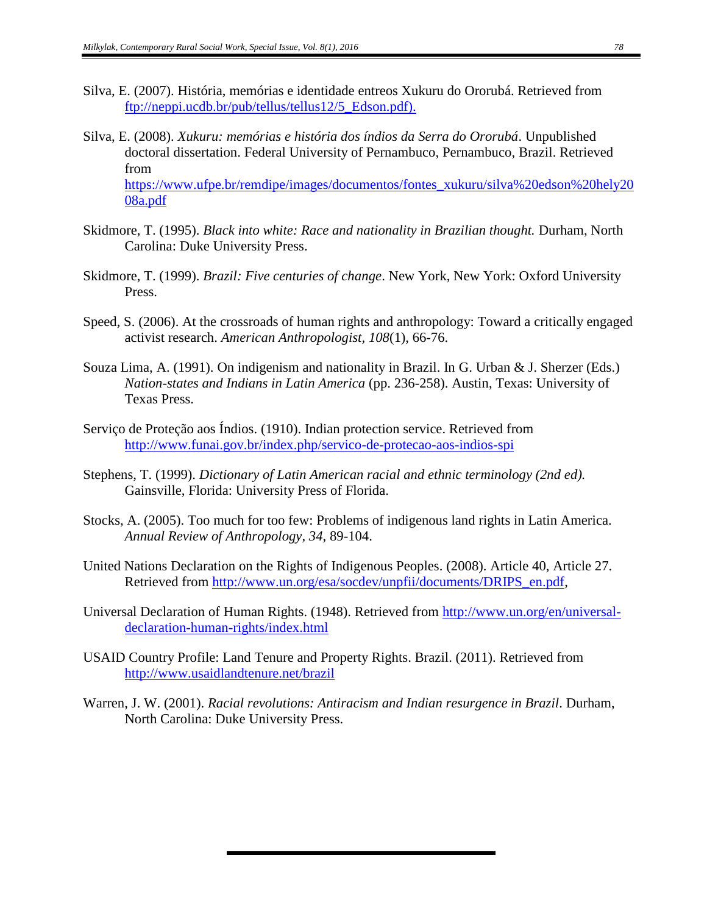Silva, E. (2007). História, memórias e identidade entreos Xukuru do Ororubá. Retrieved from ftp://neppi.ucdb.br/pub/tellus/tellus12/5_Edson.pdf).

Silva, E. (2008). *Xukuru: memórias e história dos índios da Serra do Ororubá*. Unpublished doctoral dissertation. Federal University of Pernambuco, Pernambuco, Brazil. Retrieved from https://www.ufpe.br/remdipe/images/documentos/fontes_xukuru/silva%20edson%20hely2008a.pdf

Skidmore, T. (1995). *Black into white: Race and nationality in Brazilian thought.* Durham, North Carolina: Duke University Press.

Skidmore, T. (1999). *Brazil: Five centuries of change*. New York, New York: Oxford University Press.

Speed, S. (2006). At the crossroads of human rights and anthropology: Toward a critically engaged activist research. *American Anthropologist, 108*(1), 66-76.

Souza Lima, A. (1991). On indigenism and nationality in Brazil. In G. Urban & J. Sherzer (Eds.) *Nation-states and Indians in Latin America* (pp. 236-258). Austin, Texas: University of Texas Press.

Serviço de Proteção aos Índios. (1910). Indian protection service. Retrieved from http://www.funai.gov.br/index.php/servico-de-protecao-aos-indios-spi

Stephens, T. (1999). *Dictionary of Latin American racial and ethnic terminology (2nd ed).* Gainsville, Florida: University Press of Florida.

Stocks, A. (2005). Too much for too few: Problems of indigenous land rights in Latin America. *Annual Review of Anthropology, 34,* 89-104.

United Nations Declaration on the Rights of Indigenous Peoples. (2008). Article 40, Article 27. Retrieved from http://www.un.org/esa/socdev/unpfii/documents/DRIPS_en.pdf,

Universal Declaration of Human Rights. (1948). Retrieved from http://www.un.org/en/universal-declaration-human-rights/index.html

USAID Country Profile: Land Tenure and Property Rights. Brazil. (2011). Retrieved from http://www.usaidlandtenure.net/brazil

Warren, J. W. (2001). *Racial revolutions: Antiracism and Indian resurgence in Brazil*. Durham, North Carolina: Duke University Press.